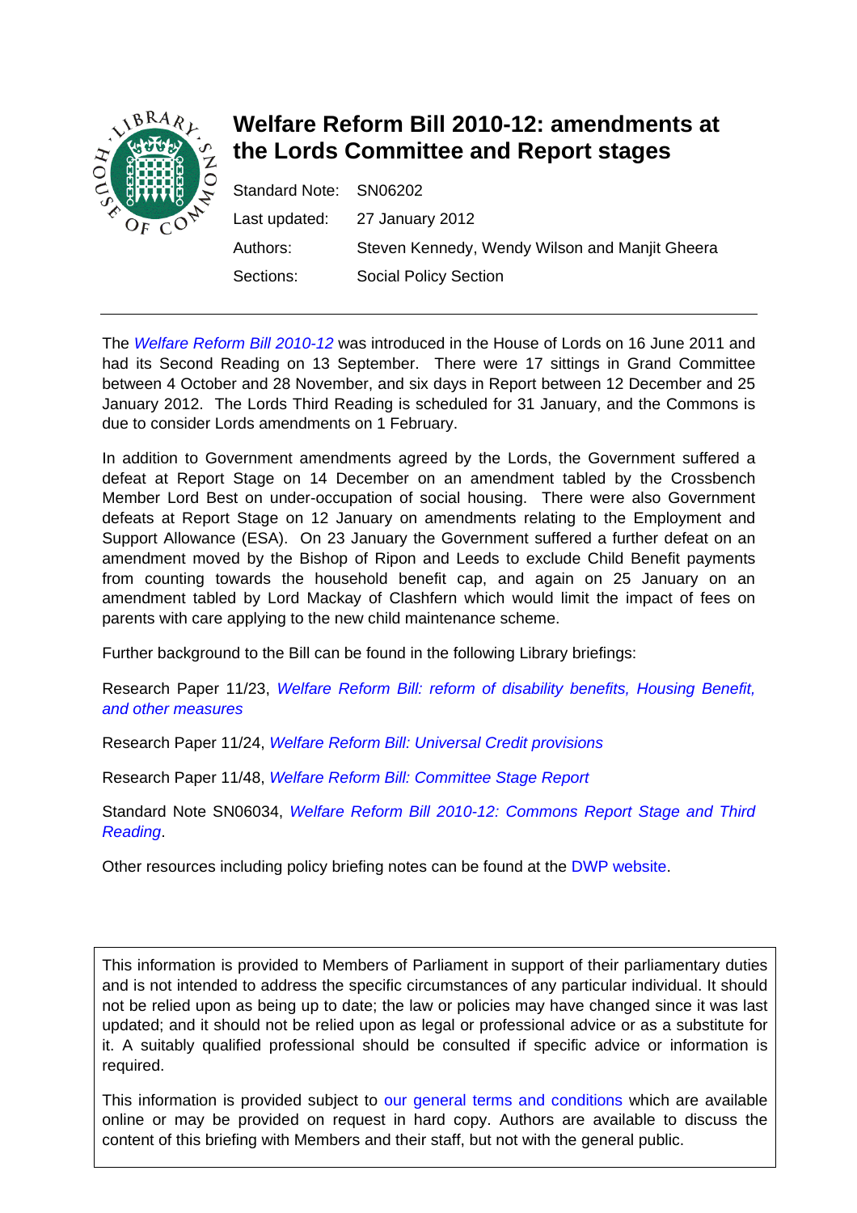# Welfare Reform Bill 2010-12: amendments at the Lords Committee and Report stages

| | |
|---|---|
| Standard Note: | SN06202 |
| Last updated: | 27 January 2012 |
| Authors: | Steven Kennedy, Wendy Wilson and Manjit Gheera |
| Sections: | Social Policy Section |

---

The *Welfare Reform Bill 2010-12* was introduced in the House of Lords on 16 June 2011 and had its Second Reading on 13 September. There were 17 sittings in Grand Committee between 4 October and 28 November, and six days in Report between 12 December and 25 January 2012. The Lords Third Reading is scheduled for 31 January, and the Commons is due to consider Lords amendments on 1 February.

In addition to Government amendments agreed by the Lords, the Government suffered a defeat at Report Stage on 14 December on an amendment tabled by the Crossbench Member Lord Best on under-occupation of social housing. There were also Government defeats at Report Stage on 12 January on amendments relating to the Employment and Support Allowance (ESA). On 23 January the Government suffered a further defeat on an amendment moved by the Bishop of Ripon and Leeds to exclude Child Benefit payments from counting towards the household benefit cap, and again on 25 January on an amendment tabled by Lord Mackay of Clashfern which would limit the impact of fees on parents with care applying to the new child maintenance scheme.

Further background to the Bill can be found in the following Library briefings:

Research Paper 11/23, *Welfare Reform Bill: reform of disability benefits, Housing Benefit, and other measures*

Research Paper 11/24, *Welfare Reform Bill: Universal Credit provisions*

Research Paper 11/48, *Welfare Reform Bill: Committee Stage Report*

Standard Note SN06034, *Welfare Reform Bill 2010-12: Commons Report Stage and Third Reading*.

Other resources including policy briefing notes can be found at the DWP website.

This information is provided to Members of Parliament in support of their parliamentary duties and is not intended to address the specific circumstances of any particular individual. It should not be relied upon as being up to date; the law or policies may have changed since it was last updated; and it should not be relied upon as legal or professional advice or as a substitute for it. A suitably qualified professional should be consulted if specific advice or information is required.

This information is provided subject to our general terms and conditions which are available online or may be provided on request in hard copy. Authors are available to discuss the content of this briefing with Members and their staff, but not with the general public.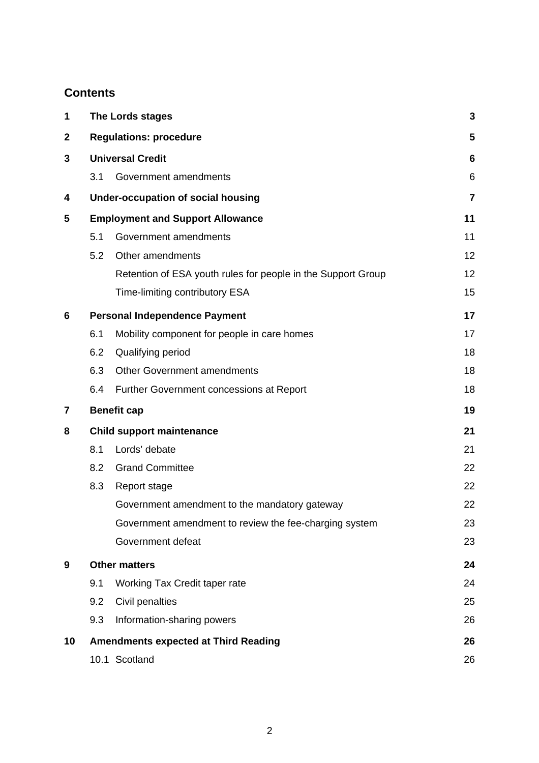## Contents

| | | | |
|---|---|---|---|
| **1** | **The Lords stages** | | **3** |
| **2** | **Regulations: procedure** | | **5** |
| **3** | **Universal Credit** | | **6** |
| | 3.1 | Government amendments | 6 |
| **4** | **Under-occupation of social housing** | | **7** |
| **5** | **Employment and Support Allowance** | | **11** |
| | 5.1 | Government amendments | 11 |
| | 5.2 | Other amendments | 12 |
| | | Retention of ESA youth rules for people in the Support Group | 12 |
| | | Time-limiting contributory ESA | 15 |
| **6** | **Personal Independence Payment** | | **17** |
| | 6.1 | Mobility component for people in care homes | 17 |
| | 6.2 | Qualifying period | 18 |
| | 6.3 | Other Government amendments | 18 |
| | 6.4 | Further Government concessions at Report | 18 |
| **7** | **Benefit cap** | | **19** |
| **8** | **Child support maintenance** | | **21** |
| | 8.1 | Lords' debate | 21 |
| | 8.2 | Grand Committee | 22 |
| | 8.3 | Report stage | 22 |
| | | Government amendment to the mandatory gateway | 22 |
| | | Government amendment to review the fee-charging system | 23 |
| | | Government defeat | 23 |
| **9** | **Other matters** | | **24** |
| | 9.1 | Working Tax Credit taper rate | 24 |
| | 9.2 | Civil penalties | 25 |
| | 9.3 | Information-sharing powers | 26 |
| **10** | **Amendments expected at Third Reading** | | **26** |
| | 10.1 | Scotland | 26 |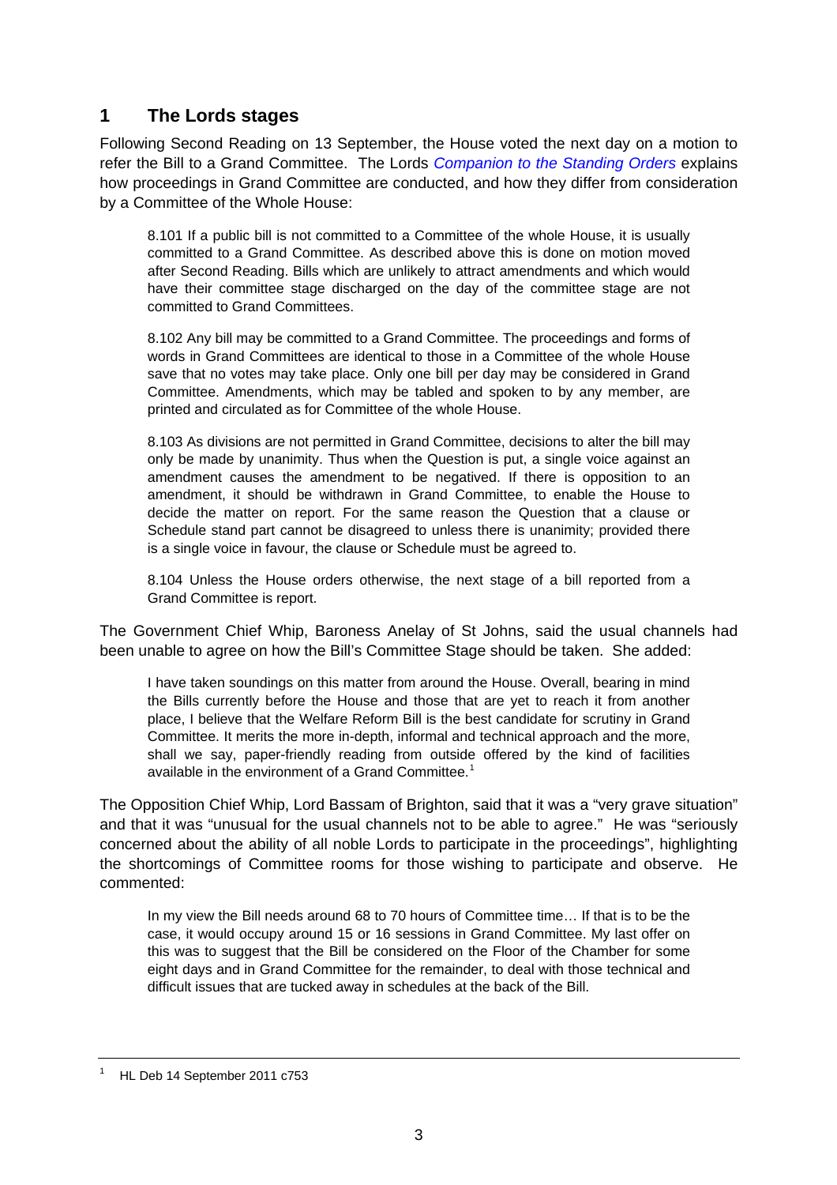## 1 The Lords stages

Following Second Reading on 13 September, the House voted the next day on a motion to refer the Bill to a Grand Committee. The Lords *Companion to the Standing Orders* explains how proceedings in Grand Committee are conducted, and how they differ from consideration by a Committee of the Whole House:

> 8.101 If a public bill is not committed to a Committee of the whole House, it is usually committed to a Grand Committee. As described above this is done on motion moved after Second Reading. Bills which are unlikely to attract amendments and which would have their committee stage discharged on the day of the committee stage are not committed to Grand Committees.
>
> 8.102 Any bill may be committed to a Grand Committee. The proceedings and forms of words in Grand Committees are identical to those in a Committee of the whole House save that no votes may take place. Only one bill per day may be considered in Grand Committee. Amendments, which may be tabled and spoken to by any member, are printed and circulated as for Committee of the whole House.
>
> 8.103 As divisions are not permitted in Grand Committee, decisions to alter the bill may only be made by unanimity. Thus when the Question is put, a single voice against an amendment causes the amendment to be negatived. If there is opposition to an amendment, it should be withdrawn in Grand Committee, to enable the House to decide the matter on report. For the same reason the Question that a clause or Schedule stand part cannot be disagreed to unless there is unanimity; provided there is a single voice in favour, the clause or Schedule must be agreed to.
>
> 8.104 Unless the House orders otherwise, the next stage of a bill reported from a Grand Committee is report.

The Government Chief Whip, Baroness Anelay of St Johns, said the usual channels had been unable to agree on how the Bill's Committee Stage should be taken. She added:

> I have taken soundings on this matter from around the House. Overall, bearing in mind the Bills currently before the House and those that are yet to reach it from another place, I believe that the Welfare Reform Bill is the best candidate for scrutiny in Grand Committee. It merits the more in-depth, informal and technical approach and the more, shall we say, paper-friendly reading from outside offered by the kind of facilities available in the environment of a Grand Committee.[1]

The Opposition Chief Whip, Lord Bassam of Brighton, said that it was a "very grave situation" and that it was "unusual for the usual channels not to be able to agree." He was "seriously concerned about the ability of all noble Lords to participate in the proceedings", highlighting the shortcomings of Committee rooms for those wishing to participate and observe. He commented:

> In my view the Bill needs around 68 to 70 hours of Committee time… If that is to be the case, it would occupy around 15 or 16 sessions in Grand Committee. My last offer on this was to suggest that the Bill be considered on the Floor of the Chamber for some eight days and in Grand Committee for the remainder, to deal with those technical and difficult issues that are tucked away in schedules at the back of the Bill.

---

[1] HL Deb 14 September 2011 c753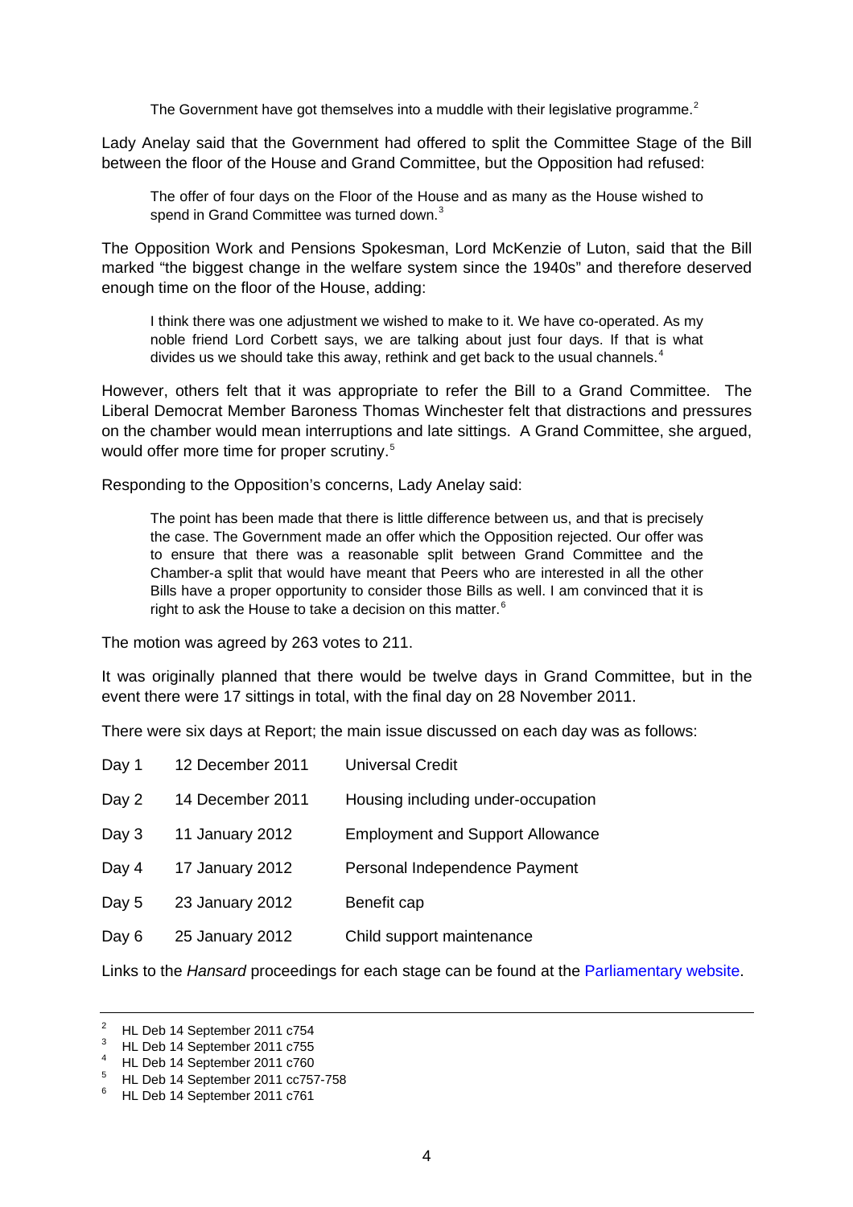> The Government have got themselves into a muddle with their legislative programme.[2]

Lady Anelay said that the Government had offered to split the Committee Stage of the Bill between the floor of the House and Grand Committee, but the Opposition had refused:

> The offer of four days on the Floor of the House and as many as the House wished to spend in Grand Committee was turned down.[3]

The Opposition Work and Pensions Spokesman, Lord McKenzie of Luton, said that the Bill marked "the biggest change in the welfare system since the 1940s" and therefore deserved enough time on the floor of the House, adding:

> I think there was one adjustment we wished to make to it. We have co-operated. As my noble friend Lord Corbett says, we are talking about just four days. If that is what divides us we should take this away, rethink and get back to the usual channels.[4]

However, others felt that it was appropriate to refer the Bill to a Grand Committee. The Liberal Democrat Member Baroness Thomas Winchester felt that distractions and pressures on the chamber would mean interruptions and late sittings. A Grand Committee, she argued, would offer more time for proper scrutiny.[5]

Responding to the Opposition's concerns, Lady Anelay said:

> The point has been made that there is little difference between us, and that is precisely the case. The Government made an offer which the Opposition rejected. Our offer was to ensure that there was a reasonable split between Grand Committee and the Chamber-a split that would have meant that Peers who are interested in all the other Bills have a proper opportunity to consider those Bills as well. I am convinced that it is right to ask the House to take a decision on this matter.[6]

The motion was agreed by 263 votes to 211.

It was originally planned that there would be twelve days in Grand Committee, but in the event there were 17 sittings in total, with the final day on 28 November 2011.

There were six days at Report; the main issue discussed on each day was as follows:

| | | |
|---|---|---|
| Day 1 | 12 December 2011 | Universal Credit |
| Day 2 | 14 December 2011 | Housing including under-occupation |
| Day 3 | 11 January 2012 | Employment and Support Allowance |
| Day 4 | 17 January 2012 | Personal Independence Payment |
| Day 5 | 23 January 2012 | Benefit cap |
| Day 6 | 25 January 2012 | Child support maintenance |

Links to the *Hansard* proceedings for each stage can be found at the Parliamentary website.

---

[2] HL Deb 14 September 2011 c754
[3] HL Deb 14 September 2011 c755
[4] HL Deb 14 September 2011 c760
[5] HL Deb 14 September 2011 cc757-758
[6] HL Deb 14 September 2011 c761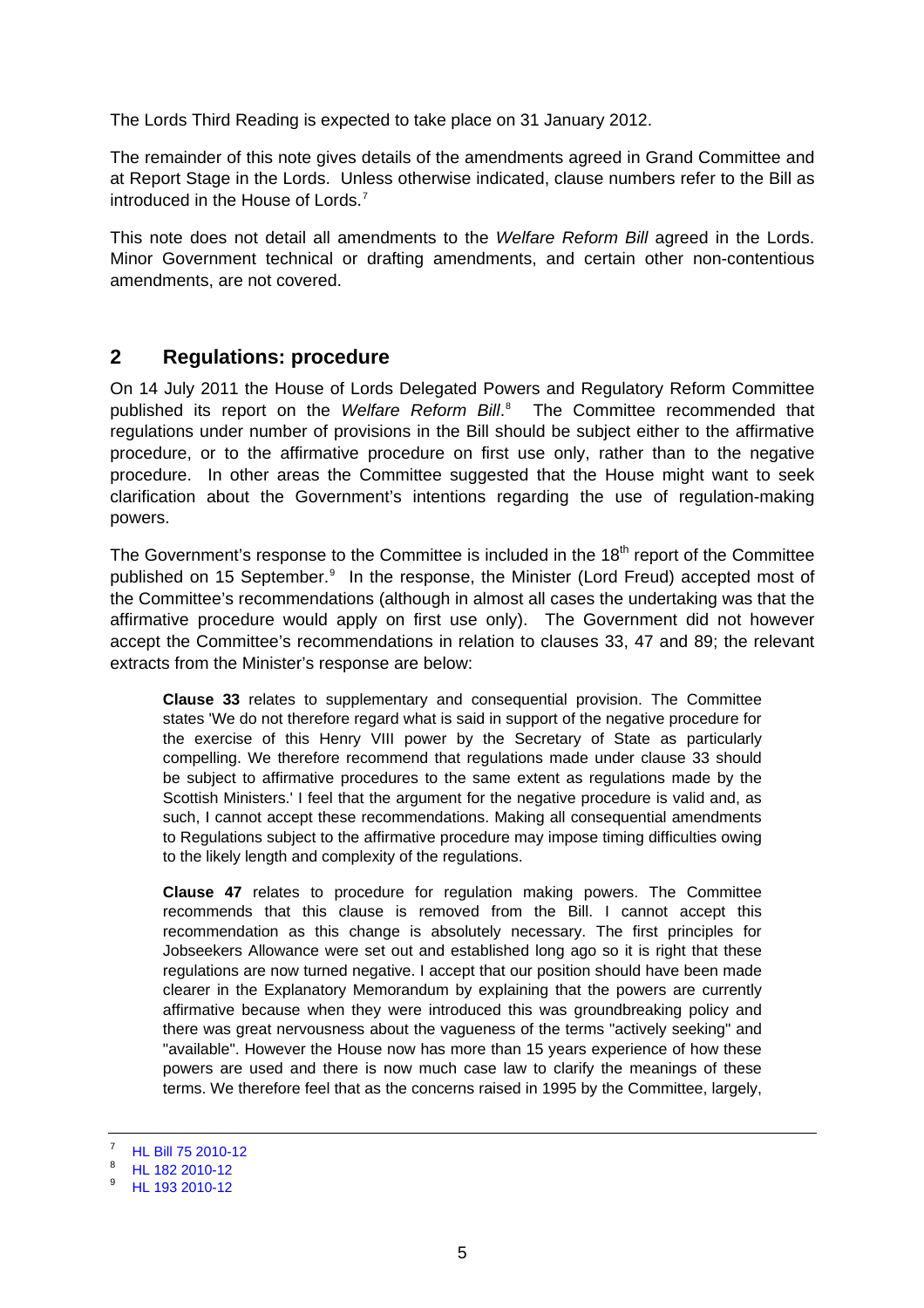The Lords Third Reading is expected to take place on 31 January 2012.

The remainder of this note gives details of the amendments agreed in Grand Committee and at Report Stage in the Lords. Unless otherwise indicated, clause numbers refer to the Bill as introduced in the House of Lords.[7]

This note does not detail all amendments to the *Welfare Reform Bill* agreed in the Lords. Minor Government technical or drafting amendments, and certain other non-contentious amendments, are not covered.

## 2 Regulations: procedure

On 14 July 2011 the House of Lords Delegated Powers and Regulatory Reform Committee published its report on the *Welfare Reform Bill*.[8] The Committee recommended that regulations under number of provisions in the Bill should be subject either to the affirmative procedure, or to the affirmative procedure on first use only, rather than to the negative procedure. In other areas the Committee suggested that the House might want to seek clarification about the Government's intentions regarding the use of regulation-making powers.

The Government's response to the Committee is included in the 18th report of the Committee published on 15 September.[9] In the response, the Minister (Lord Freud) accepted most of the Committee's recommendations (although in almost all cases the undertaking was that the affirmative procedure would apply on first use only). The Government did not however accept the Committee's recommendations in relation to clauses 33, 47 and 89; the relevant extracts from the Minister's response are below:

> **Clause 33** relates to supplementary and consequential provision. The Committee states 'We do not therefore regard what is said in support of the negative procedure for the exercise of this Henry VIII power by the Secretary of State as particularly compelling. We therefore recommend that regulations made under clause 33 should be subject to affirmative procedures to the same extent as regulations made by the Scottish Ministers.' I feel that the argument for the negative procedure is valid and, as such, I cannot accept these recommendations. Making all consequential amendments to Regulations subject to the affirmative procedure may impose timing difficulties owing to the likely length and complexity of the regulations.
>
> **Clause 47** relates to procedure for regulation making powers. The Committee recommends that this clause is removed from the Bill. I cannot accept this recommendation as this change is absolutely necessary. The first principles for Jobseekers Allowance were set out and established long ago so it is right that these regulations are now turned negative. I accept that our position should have been made clearer in the Explanatory Memorandum by explaining that the powers are currently affirmative because when they were introduced this was groundbreaking policy and there was great nervousness about the vagueness of the terms "actively seeking" and "available". However the House now has more than 15 years experience of how these powers are used and there is now much case law to clarify the meanings of these terms. We therefore feel that as the concerns raised in 1995 by the Committee, largely,

---

[7] HL Bill 75 2010-12

[8] HL 182 2010-12

[9] HL 193 2010-12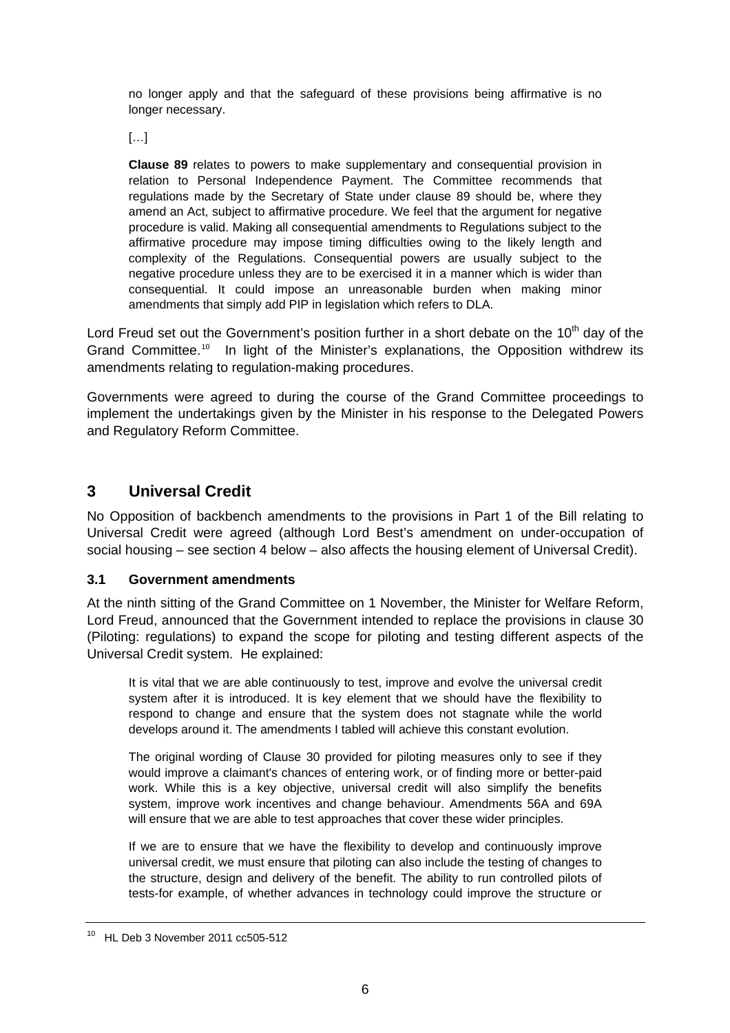no longer apply and that the safeguard of these provisions being affirmative is no longer necessary.

[…]

**Clause 89** relates to powers to make supplementary and consequential provision in relation to Personal Independence Payment. The Committee recommends that regulations made by the Secretary of State under clause 89 should be, where they amend an Act, subject to affirmative procedure. We feel that the argument for negative procedure is valid. Making all consequential amendments to Regulations subject to the affirmative procedure may impose timing difficulties owing to the likely length and complexity of the Regulations. Consequential powers are usually subject to the negative procedure unless they are to be exercised it in a manner which is wider than consequential. It could impose an unreasonable burden when making minor amendments that simply add PIP in legislation which refers to DLA.

Lord Freud set out the Government's position further in a short debate on the 10th day of the Grand Committee.[10] In light of the Minister's explanations, the Opposition withdrew its amendments relating to regulation-making procedures.

Governments were agreed to during the course of the Grand Committee proceedings to implement the undertakings given by the Minister in his response to the Delegated Powers and Regulatory Reform Committee.

## 3 Universal Credit

No Opposition of backbench amendments to the provisions in Part 1 of the Bill relating to Universal Credit were agreed (although Lord Best's amendment on under-occupation of social housing – see section 4 below – also affects the housing element of Universal Credit).

### 3.1 Government amendments

At the ninth sitting of the Grand Committee on 1 November, the Minister for Welfare Reform, Lord Freud, announced that the Government intended to replace the provisions in clause 30 (Piloting: regulations) to expand the scope for piloting and testing different aspects of the Universal Credit system. He explained:

It is vital that we are able continuously to test, improve and evolve the universal credit system after it is introduced. It is key element that we should have the flexibility to respond to change and ensure that the system does not stagnate while the world develops around it. The amendments I tabled will achieve this constant evolution.

The original wording of Clause 30 provided for piloting measures only to see if they would improve a claimant's chances of entering work, or of finding more or better-paid work. While this is a key objective, universal credit will also simplify the benefits system, improve work incentives and change behaviour. Amendments 56A and 69A will ensure that we are able to test approaches that cover these wider principles.

If we are to ensure that we have the flexibility to develop and continuously improve universal credit, we must ensure that piloting can also include the testing of changes to the structure, design and delivery of the benefit. The ability to run controlled pilots of tests-for example, of whether advances in technology could improve the structure or

[10] HL Deb 3 November 2011 cc505-512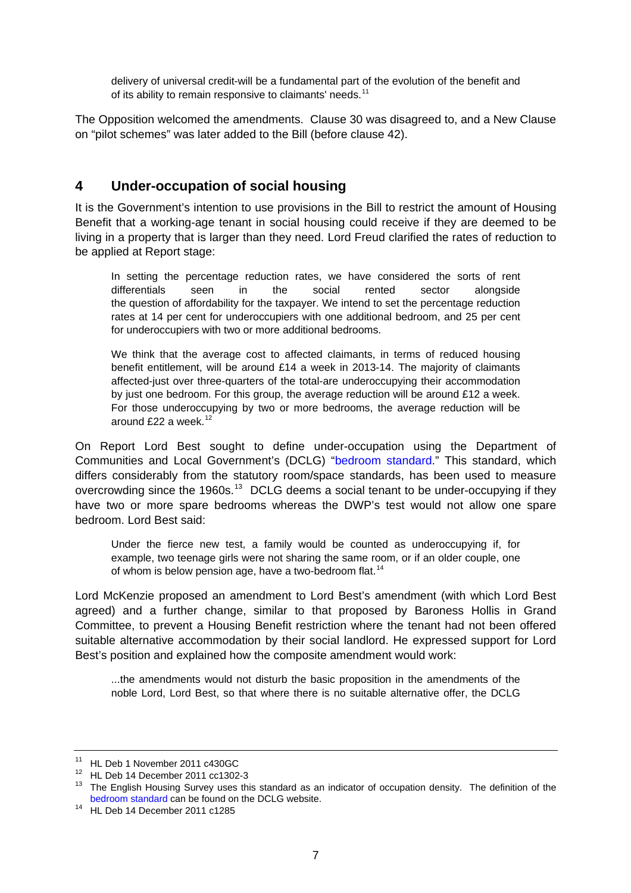delivery of universal credit-will be a fundamental part of the evolution of the benefit and of its ability to remain responsive to claimants' needs.[11]

The Opposition welcomed the amendments. Clause 30 was disagreed to, and a New Clause on "pilot schemes" was later added to the Bill (before clause 42).

## 4 Under-occupation of social housing

It is the Government's intention to use provisions in the Bill to restrict the amount of Housing Benefit that a working-age tenant in social housing could receive if they are deemed to be living in a property that is larger than they need. Lord Freud clarified the rates of reduction to be applied at Report stage:

> In setting the percentage reduction rates, we have considered the sorts of rent differentials seen in the social rented sector alongside the question of affordability for the taxpayer. We intend to set the percentage reduction rates at 14 per cent for underoccupiers with one additional bedroom, and 25 per cent for underoccupiers with two or more additional bedrooms.
>
> We think that the average cost to affected claimants, in terms of reduced housing benefit entitlement, will be around £14 a week in 2013-14. The majority of claimants affected-just over three-quarters of the total-are underoccupying their accommodation by just one bedroom. For this group, the average reduction will be around £12 a week. For those underoccupying by two or more bedrooms, the average reduction will be around £22 a week.[12]

On Report Lord Best sought to define under-occupation using the Department of Communities and Local Government's (DCLG) "bedroom standard." This standard, which differs considerably from the statutory room/space standards, has been used to measure overcrowding since the 1960s.[13] DCLG deems a social tenant to be under-occupying if they have two or more spare bedrooms whereas the DWP's test would not allow one spare bedroom. Lord Best said:

> Under the fierce new test, a family would be counted as underoccupying if, for example, two teenage girls were not sharing the same room, or if an older couple, one of whom is below pension age, have a two-bedroom flat.[14]

Lord McKenzie proposed an amendment to Lord Best's amendment (with which Lord Best agreed) and a further change, similar to that proposed by Baroness Hollis in Grand Committee, to prevent a Housing Benefit restriction where the tenant had not been offered suitable alternative accommodation by their social landlord. He expressed support for Lord Best's position and explained how the composite amendment would work:

> ...the amendments would not disturb the basic proposition in the amendments of the noble Lord, Lord Best, so that where there is no suitable alternative offer, the DCLG

---

[11] HL Deb 1 November 2011 c430GC

[12] HL Deb 14 December 2011 cc1302-3

[13] The English Housing Survey uses this standard as an indicator of occupation density. The definition of the bedroom standard can be found on the DCLG website.

[14] HL Deb 14 December 2011 c1285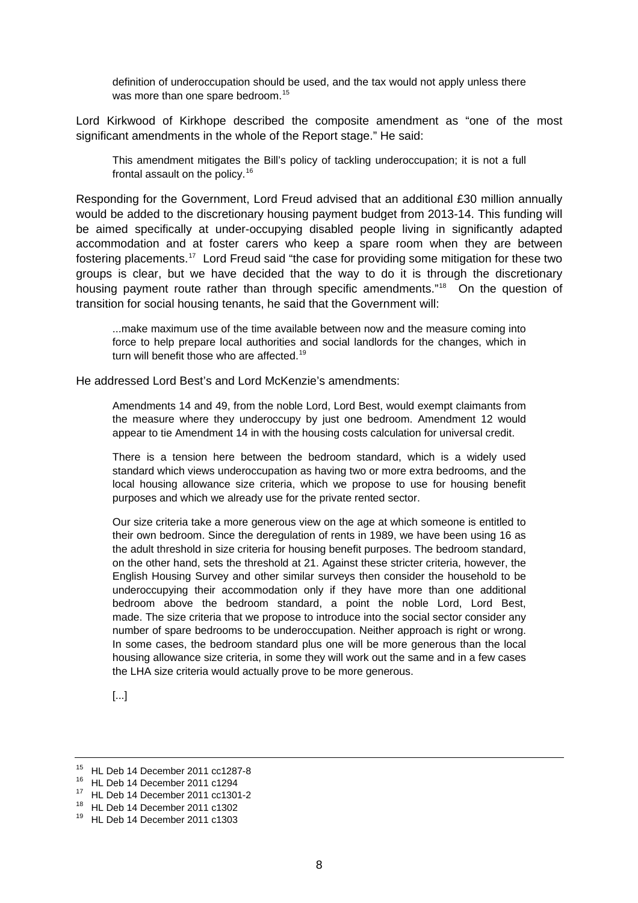> definition of underoccupation should be used, and the tax would not apply unless there was more than one spare bedroom.[15]

Lord Kirkwood of Kirkhope described the composite amendment as "one of the most significant amendments in the whole of the Report stage." He said:

> This amendment mitigates the Bill's policy of tackling underoccupation; it is not a full frontal assault on the policy.[16]

Responding for the Government, Lord Freud advised that an additional £30 million annually would be added to the discretionary housing payment budget from 2013-14. This funding will be aimed specifically at under-occupying disabled people living in significantly adapted accommodation and at foster carers who keep a spare room when they are between fostering placements.[17] Lord Freud said "the case for providing some mitigation for these two groups is clear, but we have decided that the way to do it is through the discretionary housing payment route rather than through specific amendments."[18] On the question of transition for social housing tenants, he said that the Government will:

> ...make maximum use of the time available between now and the measure coming into force to help prepare local authorities and social landlords for the changes, which in turn will benefit those who are affected.[19]

He addressed Lord Best's and Lord McKenzie's amendments:

> Amendments 14 and 49, from the noble Lord, Lord Best, would exempt claimants from the measure where they underoccupy by just one bedroom. Amendment 12 would appear to tie Amendment 14 in with the housing costs calculation for universal credit.
>
> There is a tension here between the bedroom standard, which is a widely used standard which views underoccupation as having two or more extra bedrooms, and the local housing allowance size criteria, which we propose to use for housing benefit purposes and which we already use for the private rented sector.
>
> Our size criteria take a more generous view on the age at which someone is entitled to their own bedroom. Since the deregulation of rents in 1989, we have been using 16 as the adult threshold in size criteria for housing benefit purposes. The bedroom standard, on the other hand, sets the threshold at 21. Against these stricter criteria, however, the English Housing Survey and other similar surveys then consider the household to be underoccupying their accommodation only if they have more than one additional bedroom above the bedroom standard, a point the noble Lord, Lord Best, made. The size criteria that we propose to introduce into the social sector consider any number of spare bedrooms to be underoccupation. Neither approach is right or wrong. In some cases, the bedroom standard plus one will be more generous than the local housing allowance size criteria, in some they will work out the same and in a few cases the LHA size criteria would actually prove to be more generous.
>
> [...]

---

15 HL Deb 14 December 2011 cc1287-8
16 HL Deb 14 December 2011 c1294
17 HL Deb 14 December 2011 cc1301-2
18 HL Deb 14 December 2011 c1302
19 HL Deb 14 December 2011 c1303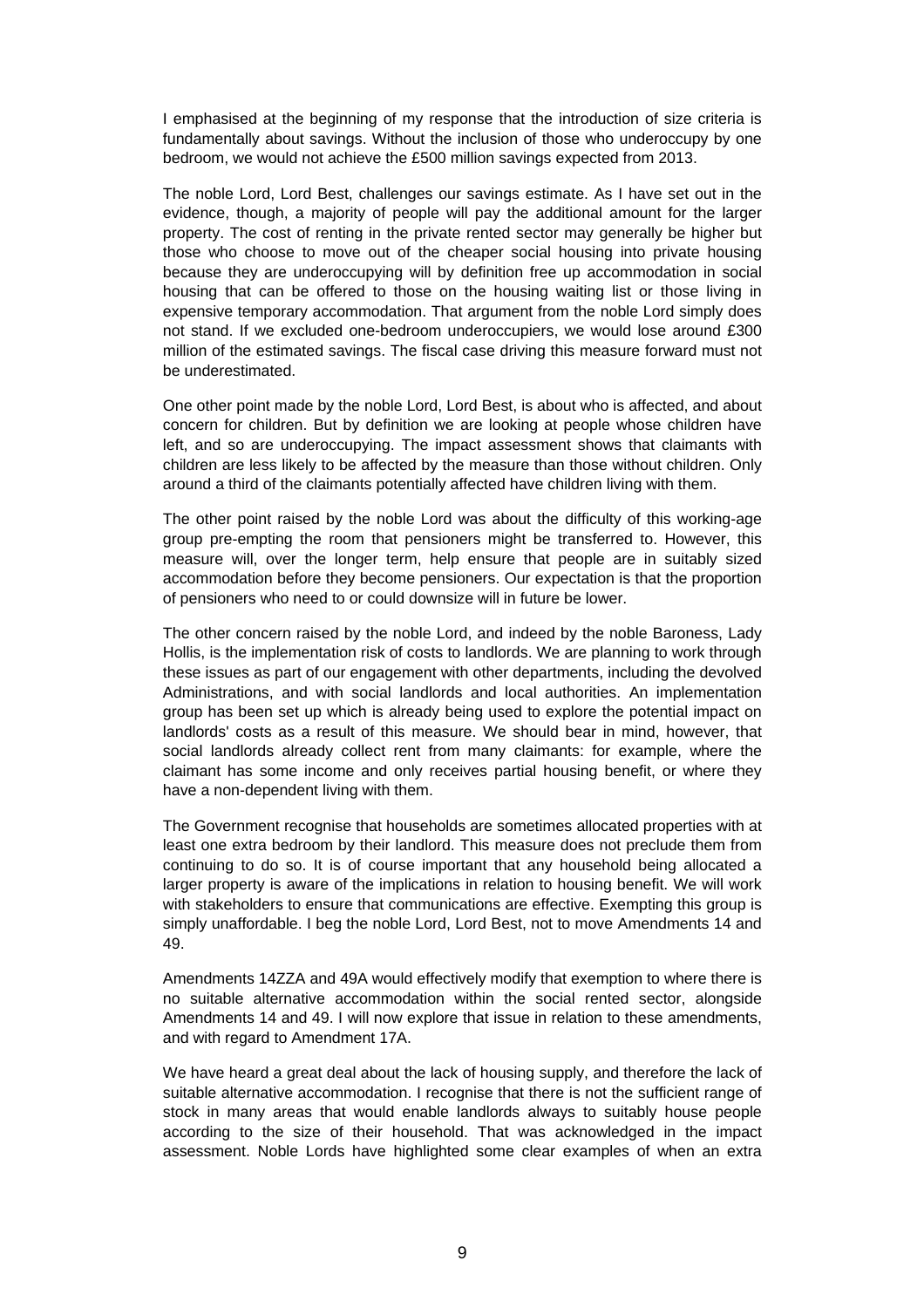I emphasised at the beginning of my response that the introduction of size criteria is fundamentally about savings. Without the inclusion of those who underoccupy by one bedroom, we would not achieve the £500 million savings expected from 2013.

The noble Lord, Lord Best, challenges our savings estimate. As I have set out in the evidence, though, a majority of people will pay the additional amount for the larger property. The cost of renting in the private rented sector may generally be higher but those who choose to move out of the cheaper social housing into private housing because they are underoccupying will by definition free up accommodation in social housing that can be offered to those on the housing waiting list or those living in expensive temporary accommodation. That argument from the noble Lord simply does not stand. If we excluded one-bedroom underoccupiers, we would lose around £300 million of the estimated savings. The fiscal case driving this measure forward must not be underestimated.

One other point made by the noble Lord, Lord Best, is about who is affected, and about concern for children. But by definition we are looking at people whose children have left, and so are underoccupying. The impact assessment shows that claimants with children are less likely to be affected by the measure than those without children. Only around a third of the claimants potentially affected have children living with them.

The other point raised by the noble Lord was about the difficulty of this working-age group pre-empting the room that pensioners might be transferred to. However, this measure will, over the longer term, help ensure that people are in suitably sized accommodation before they become pensioners. Our expectation is that the proportion of pensioners who need to or could downsize will in future be lower.

The other concern raised by the noble Lord, and indeed by the noble Baroness, Lady Hollis, is the implementation risk of costs to landlords. We are planning to work through these issues as part of our engagement with other departments, including the devolved Administrations, and with social landlords and local authorities. An implementation group has been set up which is already being used to explore the potential impact on landlords' costs as a result of this measure. We should bear in mind, however, that social landlords already collect rent from many claimants: for example, where the claimant has some income and only receives partial housing benefit, or where they have a non-dependent living with them.

The Government recognise that households are sometimes allocated properties with at least one extra bedroom by their landlord. This measure does not preclude them from continuing to do so. It is of course important that any household being allocated a larger property is aware of the implications in relation to housing benefit. We will work with stakeholders to ensure that communications are effective. Exempting this group is simply unaffordable. I beg the noble Lord, Lord Best, not to move Amendments 14 and 49.

Amendments 14ZZA and 49A would effectively modify that exemption to where there is no suitable alternative accommodation within the social rented sector, alongside Amendments 14 and 49. I will now explore that issue in relation to these amendments, and with regard to Amendment 17A.

We have heard a great deal about the lack of housing supply, and therefore the lack of suitable alternative accommodation. I recognise that there is not the sufficient range of stock in many areas that would enable landlords always to suitably house people according to the size of their household. That was acknowledged in the impact assessment. Noble Lords have highlighted some clear examples of when an extra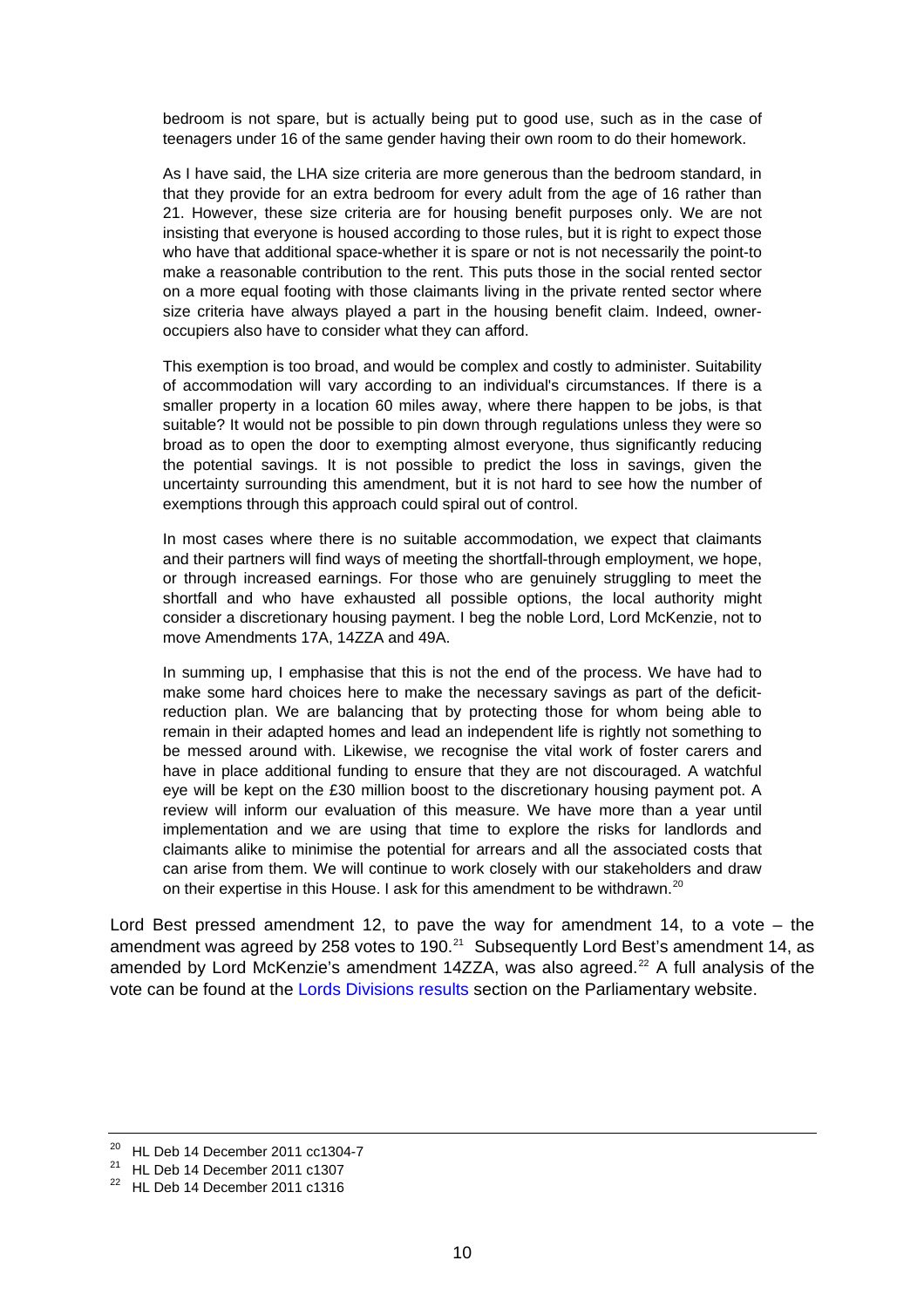> bedroom is not spare, but is actually being put to good use, such as in the case of teenagers under 16 of the same gender having their own room to do their homework.
>
> As I have said, the LHA size criteria are more generous than the bedroom standard, in that they provide for an extra bedroom for every adult from the age of 16 rather than 21. However, these size criteria are for housing benefit purposes only. We are not insisting that everyone is housed according to those rules, but it is right to expect those who have that additional space-whether it is spare or not is not necessarily the point-to make a reasonable contribution to the rent. This puts those in the social rented sector on a more equal footing with those claimants living in the private rented sector where size criteria have always played a part in the housing benefit claim. Indeed, owner-occupiers also have to consider what they can afford.
>
> This exemption is too broad, and would be complex and costly to administer. Suitability of accommodation will vary according to an individual's circumstances. If there is a smaller property in a location 60 miles away, where there happen to be jobs, is that suitable? It would not be possible to pin down through regulations unless they were so broad as to open the door to exempting almost everyone, thus significantly reducing the potential savings. It is not possible to predict the loss in savings, given the uncertainty surrounding this amendment, but it is not hard to see how the number of exemptions through this approach could spiral out of control.
>
> In most cases where there is no suitable accommodation, we expect that claimants and their partners will find ways of meeting the shortfall-through employment, we hope, or through increased earnings. For those who are genuinely struggling to meet the shortfall and who have exhausted all possible options, the local authority might consider a discretionary housing payment. I beg the noble Lord, Lord McKenzie, not to move Amendments 17A, 14ZZA and 49A.
>
> In summing up, I emphasise that this is not the end of the process. We have had to make some hard choices here to make the necessary savings as part of the deficit-reduction plan. We are balancing that by protecting those for whom being able to remain in their adapted homes and lead an independent life is rightly not something to be messed around with. Likewise, we recognise the vital work of foster carers and have in place additional funding to ensure that they are not discouraged. A watchful eye will be kept on the £30 million boost to the discretionary housing payment pot. A review will inform our evaluation of this measure. We have more than a year until implementation and we are using that time to explore the risks for landlords and claimants alike to minimise the potential for arrears and all the associated costs that can arise from them. We will continue to work closely with our stakeholders and draw on their expertise in this House. I ask for this amendment to be withdrawn.[20]

Lord Best pressed amendment 12, to pave the way for amendment 14, to a vote – the amendment was agreed by 258 votes to 190.[21] Subsequently Lord Best's amendment 14, as amended by Lord McKenzie's amendment 14ZZA, was also agreed.[22] A full analysis of the vote can be found at the Lords Divisions results section on the Parliamentary website.

---

[20] HL Deb 14 December 2011 cc1304-7

[21] HL Deb 14 December 2011 c1307

[22] HL Deb 14 December 2011 c1316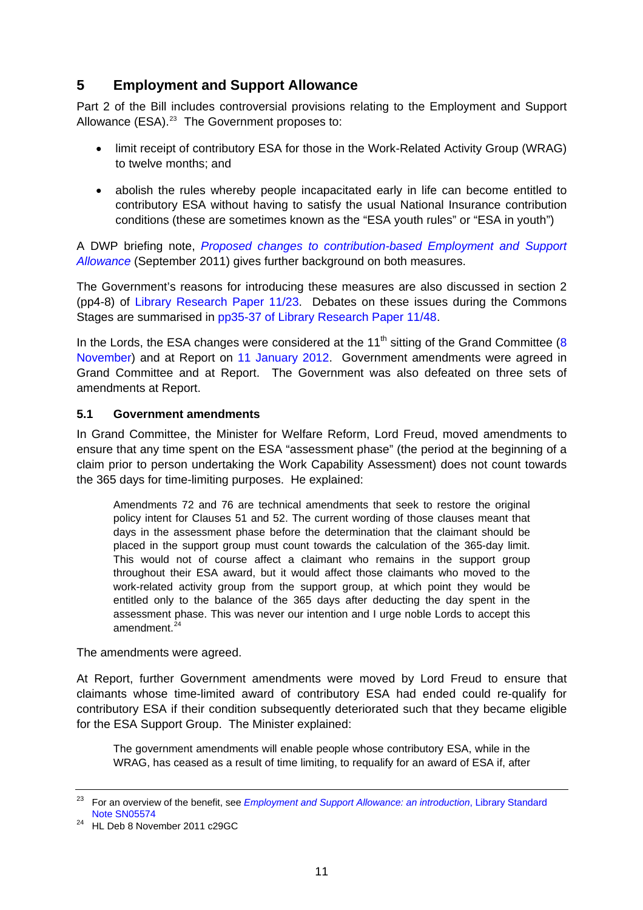## 5 Employment and Support Allowance

Part 2 of the Bill includes controversial provisions relating to the Employment and Support Allowance (ESA).[23] The Government proposes to:

- limit receipt of contributory ESA for those in the Work-Related Activity Group (WRAG) to twelve months; and
- abolish the rules whereby people incapacitated early in life can become entitled to contributory ESA without having to satisfy the usual National Insurance contribution conditions (these are sometimes known as the "ESA youth rules" or "ESA in youth")

A DWP briefing note, *Proposed changes to contribution-based Employment and Support Allowance* (September 2011) gives further background on both measures.

The Government's reasons for introducing these measures are also discussed in section 2 (pp4-8) of Library Research Paper 11/23. Debates on these issues during the Commons Stages are summarised in pp35-37 of Library Research Paper 11/48.

In the Lords, the ESA changes were considered at the 11th sitting of the Grand Committee (8 November) and at Report on 11 January 2012. Government amendments were agreed in Grand Committee and at Report. The Government was also defeated on three sets of amendments at Report.

### 5.1 Government amendments

In Grand Committee, the Minister for Welfare Reform, Lord Freud, moved amendments to ensure that any time spent on the ESA "assessment phase" (the period at the beginning of a claim prior to person undertaking the Work Capability Assessment) does not count towards the 365 days for time-limiting purposes. He explained:

> Amendments 72 and 76 are technical amendments that seek to restore the original policy intent for Clauses 51 and 52. The current wording of those clauses meant that days in the assessment phase before the determination that the claimant should be placed in the support group must count towards the calculation of the 365-day limit. This would not of course affect a claimant who remains in the support group throughout their ESA award, but it would affect those claimants who moved to the work-related activity group from the support group, at which point they would be entitled only to the balance of the 365 days after deducting the day spent in the assessment phase. This was never our intention and I urge noble Lords to accept this amendment.[24]

The amendments were agreed.

At Report, further Government amendments were moved by Lord Freud to ensure that claimants whose time-limited award of contributory ESA had ended could re-qualify for contributory ESA if their condition subsequently deteriorated such that they became eligible for the ESA Support Group. The Minister explained:

> The government amendments will enable people whose contributory ESA, while in the WRAG, has ceased as a result of time limiting, to requalify for an award of ESA if, after

---

[23] For an overview of the benefit, see *Employment and Support Allowance: an introduction*, Library Standard Note SN05574

[24] HL Deb 8 November 2011 c29GC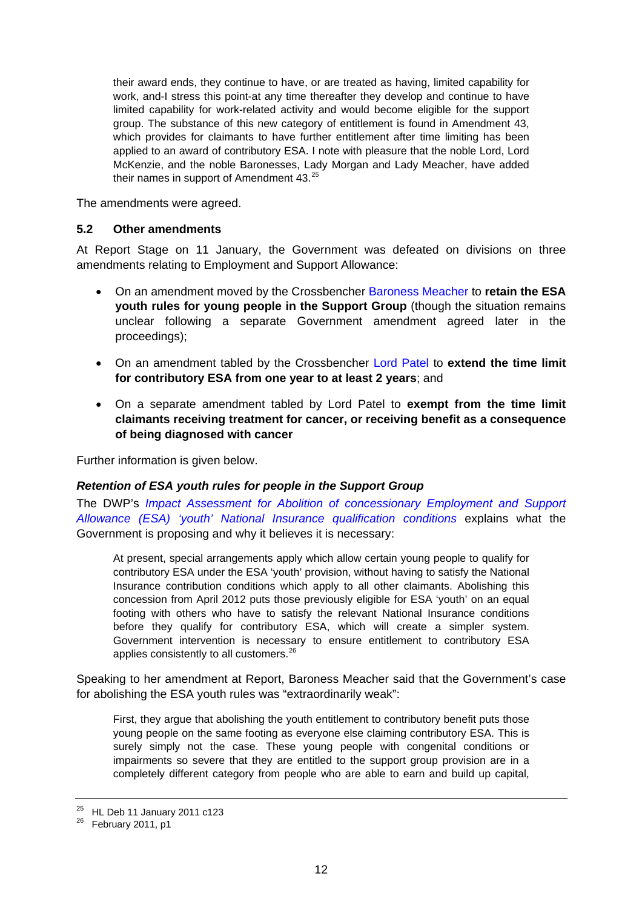> their award ends, they continue to have, or are treated as having, limited capability for work, and-I stress this point-at any time thereafter they develop and continue to have limited capability for work-related activity and would become eligible for the support group. The substance of this new category of entitlement is found in Amendment 43, which provides for claimants to have further entitlement after time limiting has been applied to an award of contributory ESA. I note with pleasure that the noble Lord, Lord McKenzie, and the noble Baronesses, Lady Morgan and Lady Meacher, have added their names in support of Amendment 43.[25]

The amendments were agreed.

### 5.2 Other amendments

At Report Stage on 11 January, the Government was defeated on divisions on three amendments relating to Employment and Support Allowance:

- On an amendment moved by the Crossbencher Baroness Meacher to **retain the ESA youth rules for young people in the Support Group** (though the situation remains unclear following a separate Government amendment agreed later in the proceedings);
- On an amendment tabled by the Crossbencher Lord Patel to **extend the time limit for contributory ESA from one year to at least 2 years**; and
- On a separate amendment tabled by Lord Patel to **exempt from the time limit claimants receiving treatment for cancer, or receiving benefit as a consequence of being diagnosed with cancer**

Further information is given below.

#### *Retention of ESA youth rules for people in the Support Group*

The DWP's *Impact Assessment for Abolition of concessionary Employment and Support Allowance (ESA) 'youth' National Insurance qualification conditions* explains what the Government is proposing and why it believes it is necessary:

> At present, special arrangements apply which allow certain young people to qualify for contributory ESA under the ESA 'youth' provision, without having to satisfy the National Insurance contribution conditions which apply to all other claimants. Abolishing this concession from April 2012 puts those previously eligible for ESA 'youth' on an equal footing with others who have to satisfy the relevant National Insurance conditions before they qualify for contributory ESA, which will create a simpler system. Government intervention is necessary to ensure entitlement to contributory ESA applies consistently to all customers.[26]

Speaking to her amendment at Report, Baroness Meacher said that the Government's case for abolishing the ESA youth rules was "extraordinarily weak":

> First, they argue that abolishing the youth entitlement to contributory benefit puts those young people on the same footing as everyone else claiming contributory ESA. This is surely simply not the case. These young people with congenital conditions or impairments so severe that they are entitled to the support group provision are in a completely different category from people who are able to earn and build up capital,

[25] HL Deb 11 January 2011 c123

[26] February 2011, p1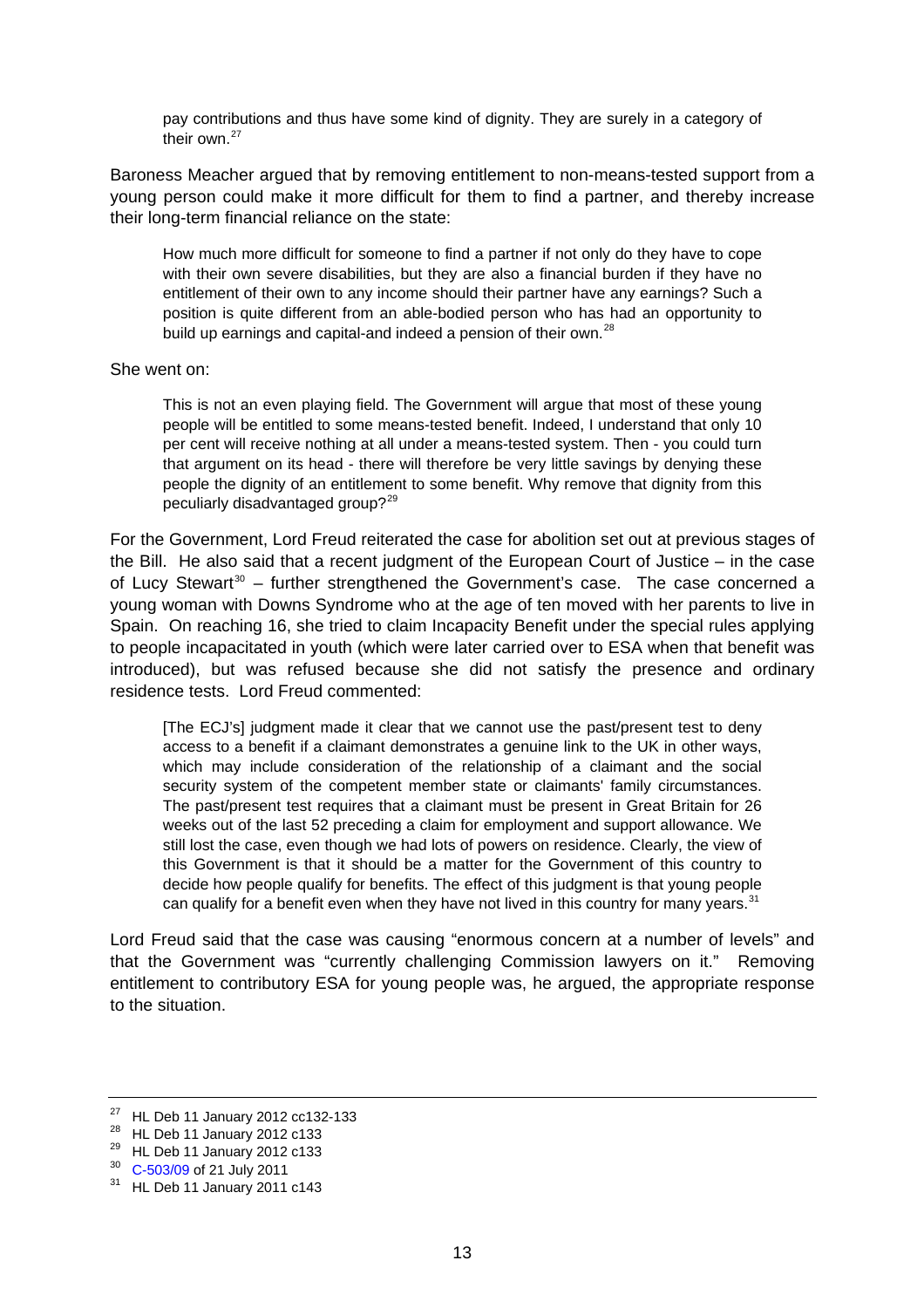> pay contributions and thus have some kind of dignity. They are surely in a category of their own.[27]

Baroness Meacher argued that by removing entitlement to non-means-tested support from a young person could make it more difficult for them to find a partner, and thereby increase their long-term financial reliance on the state:

> How much more difficult for someone to find a partner if not only do they have to cope with their own severe disabilities, but they are also a financial burden if they have no entitlement of their own to any income should their partner have any earnings? Such a position is quite different from an able-bodied person who has had an opportunity to build up earnings and capital-and indeed a pension of their own.[28]

She went on:

> This is not an even playing field. The Government will argue that most of these young people will be entitled to some means-tested benefit. Indeed, I understand that only 10 per cent will receive nothing at all under a means-tested system. Then - you could turn that argument on its head - there will therefore be very little savings by denying these people the dignity of an entitlement to some benefit. Why remove that dignity from this peculiarly disadvantaged group?[29]

For the Government, Lord Freud reiterated the case for abolition set out at previous stages of the Bill. He also said that a recent judgment of the European Court of Justice – in the case of Lucy Stewart[30] – further strengthened the Government's case. The case concerned a young woman with Downs Syndrome who at the age of ten moved with her parents to live in Spain. On reaching 16, she tried to claim Incapacity Benefit under the special rules applying to people incapacitated in youth (which were later carried over to ESA when that benefit was introduced), but was refused because she did not satisfy the presence and ordinary residence tests. Lord Freud commented:

> [The ECJ's] judgment made it clear that we cannot use the past/present test to deny access to a benefit if a claimant demonstrates a genuine link to the UK in other ways, which may include consideration of the relationship of a claimant and the social security system of the competent member state or claimants' family circumstances. The past/present test requires that a claimant must be present in Great Britain for 26 weeks out of the last 52 preceding a claim for employment and support allowance. We still lost the case, even though we had lots of powers on residence. Clearly, the view of this Government is that it should be a matter for the Government of this country to decide how people qualify for benefits. The effect of this judgment is that young people can qualify for a benefit even when they have not lived in this country for many years.[31]

Lord Freud said that the case was causing "enormous concern at a number of levels" and that the Government was "currently challenging Commission lawyers on it." Removing entitlement to contributory ESA for young people was, he argued, the appropriate response to the situation.

---

[27] HL Deb 11 January 2012 cc132-133
[28] HL Deb 11 January 2012 c133
[29] HL Deb 11 January 2012 c133
[30] C-503/09 of 21 July 2011
[31] HL Deb 11 January 2011 c143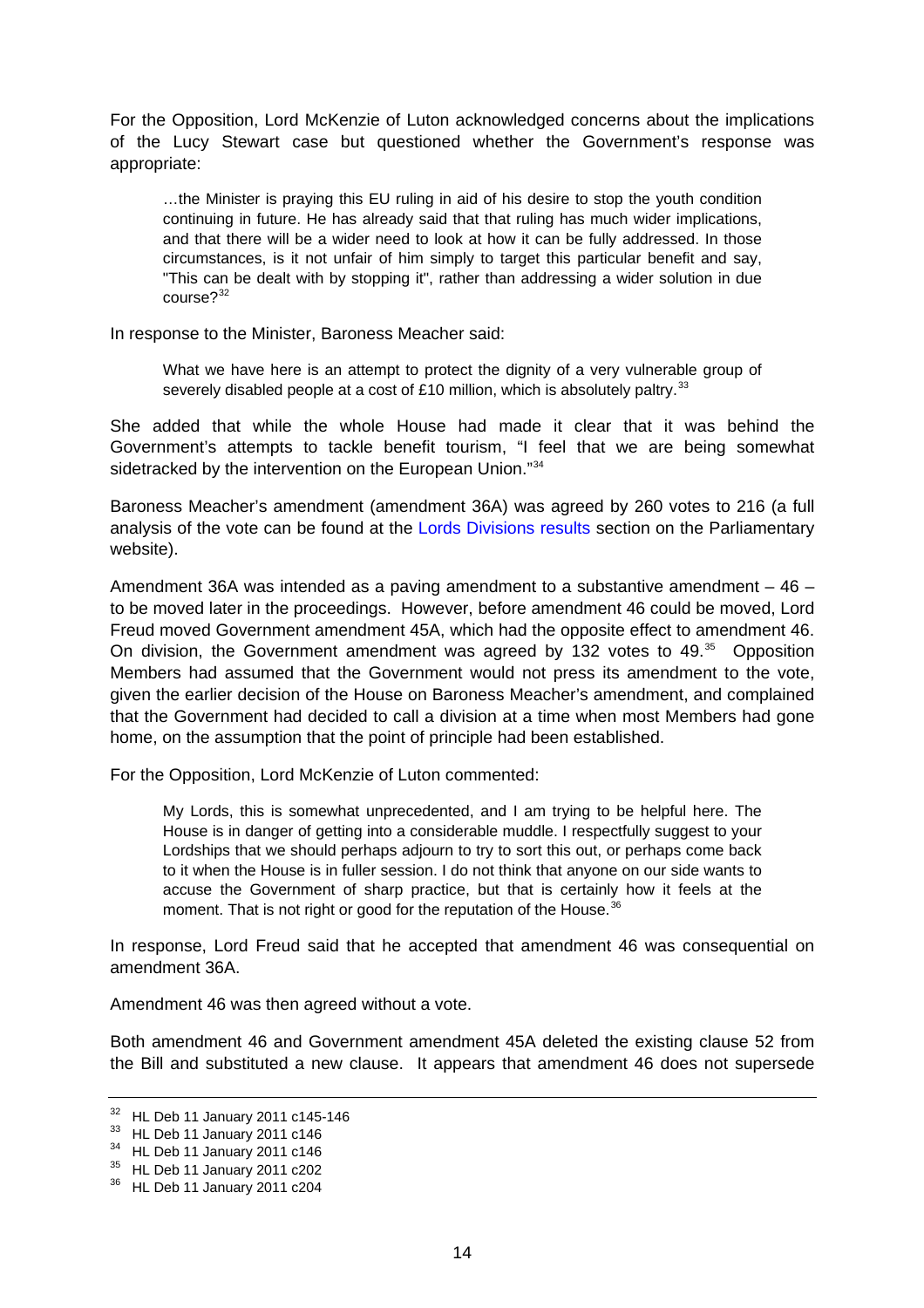For the Opposition, Lord McKenzie of Luton acknowledged concerns about the implications of the Lucy Stewart case but questioned whether the Government's response was appropriate:

> …the Minister is praying this EU ruling in aid of his desire to stop the youth condition continuing in future. He has already said that that ruling has much wider implications, and that there will be a wider need to look at how it can be fully addressed. In those circumstances, is it not unfair of him simply to target this particular benefit and say, "This can be dealt with by stopping it", rather than addressing a wider solution in due course?[32]

In response to the Minister, Baroness Meacher said:

> What we have here is an attempt to protect the dignity of a very vulnerable group of severely disabled people at a cost of £10 million, which is absolutely paltry.[33]

She added that while the whole House had made it clear that it was behind the Government's attempts to tackle benefit tourism, "I feel that we are being somewhat sidetracked by the intervention on the European Union."[34]

Baroness Meacher's amendment (amendment 36A) was agreed by 260 votes to 216 (a full analysis of the vote can be found at the Lords Divisions results section on the Parliamentary website).

Amendment 36A was intended as a paving amendment to a substantive amendment – 46 – to be moved later in the proceedings. However, before amendment 46 could be moved, Lord Freud moved Government amendment 45A, which had the opposite effect to amendment 46. On division, the Government amendment was agreed by 132 votes to 49.[35] Opposition Members had assumed that the Government would not press its amendment to the vote, given the earlier decision of the House on Baroness Meacher's amendment, and complained that the Government had decided to call a division at a time when most Members had gone home, on the assumption that the point of principle had been established.

For the Opposition, Lord McKenzie of Luton commented:

> My Lords, this is somewhat unprecedented, and I am trying to be helpful here. The House is in danger of getting into a considerable muddle. I respectfully suggest to your Lordships that we should perhaps adjourn to try to sort this out, or perhaps come back to it when the House is in fuller session. I do not think that anyone on our side wants to accuse the Government of sharp practice, but that is certainly how it feels at the moment. That is not right or good for the reputation of the House.[36]

In response, Lord Freud said that he accepted that amendment 46 was consequential on amendment 36A.

Amendment 46 was then agreed without a vote.

Both amendment 46 and Government amendment 45A deleted the existing clause 52 from the Bill and substituted a new clause. It appears that amendment 46 does not supersede

---

[32] HL Deb 11 January 2011 c145-146

[33] HL Deb 11 January 2011 c146

[34] HL Deb 11 January 2011 c146

[35] HL Deb 11 January 2011 c202

[36] HL Deb 11 January 2011 c204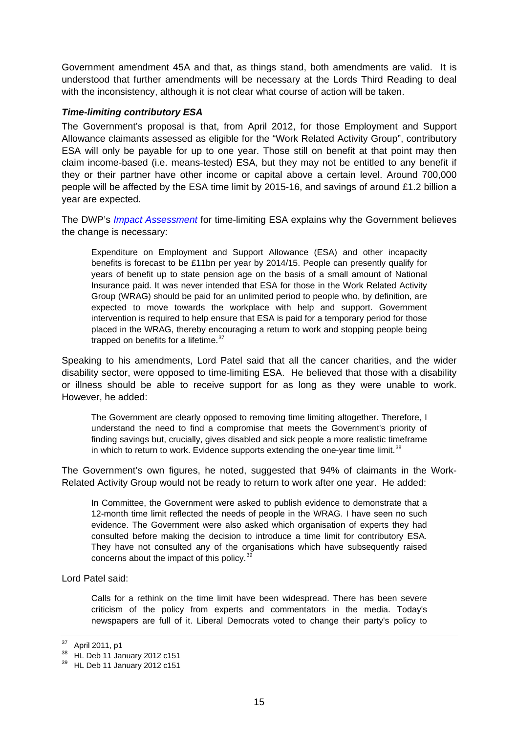Government amendment 45A and that, as things stand, both amendments are valid. It is understood that further amendments will be necessary at the Lords Third Reading to deal with the inconsistency, although it is not clear what course of action will be taken.

### *Time-limiting contributory ESA*

The Government's proposal is that, from April 2012, for those Employment and Support Allowance claimants assessed as eligible for the "Work Related Activity Group", contributory ESA will only be payable for up to one year. Those still on benefit at that point may then claim income-based (i.e. means-tested) ESA, but they may not be entitled to any benefit if they or their partner have other income or capital above a certain level. Around 700,000 people will be affected by the ESA time limit by 2015-16, and savings of around £1.2 billion a year are expected.

The DWP's *Impact Assessment* for time-limiting ESA explains why the Government believes the change is necessary:

> Expenditure on Employment and Support Allowance (ESA) and other incapacity benefits is forecast to be £11bn per year by 2014/15. People can presently qualify for years of benefit up to state pension age on the basis of a small amount of National Insurance paid. It was never intended that ESA for those in the Work Related Activity Group (WRAG) should be paid for an unlimited period to people who, by definition, are expected to move towards the workplace with help and support. Government intervention is required to help ensure that ESA is paid for a temporary period for those placed in the WRAG, thereby encouraging a return to work and stopping people being trapped on benefits for a lifetime.[37]

Speaking to his amendments, Lord Patel said that all the cancer charities, and the wider disability sector, were opposed to time-limiting ESA. He believed that those with a disability or illness should be able to receive support for as long as they were unable to work. However, he added:

> The Government are clearly opposed to removing time limiting altogether. Therefore, I understand the need to find a compromise that meets the Government's priority of finding savings but, crucially, gives disabled and sick people a more realistic timeframe in which to return to work. Evidence supports extending the one-year time limit.[38]

The Government's own figures, he noted, suggested that 94% of claimants in the Work-Related Activity Group would not be ready to return to work after one year. He added:

> In Committee, the Government were asked to publish evidence to demonstrate that a 12-month time limit reflected the needs of people in the WRAG. I have seen no such evidence. The Government were also asked which organisation of experts they had consulted before making the decision to introduce a time limit for contributory ESA. They have not consulted any of the organisations which have subsequently raised concerns about the impact of this policy.[39]

Lord Patel said:

> Calls for a rethink on the time limit have been widespread. There has been severe criticism of the policy from experts and commentators in the media. Today's newspapers are full of it. Liberal Democrats voted to change their party's policy to

---

[37] April 2011, p1

[38] HL Deb 11 January 2012 c151

[39] HL Deb 11 January 2012 c151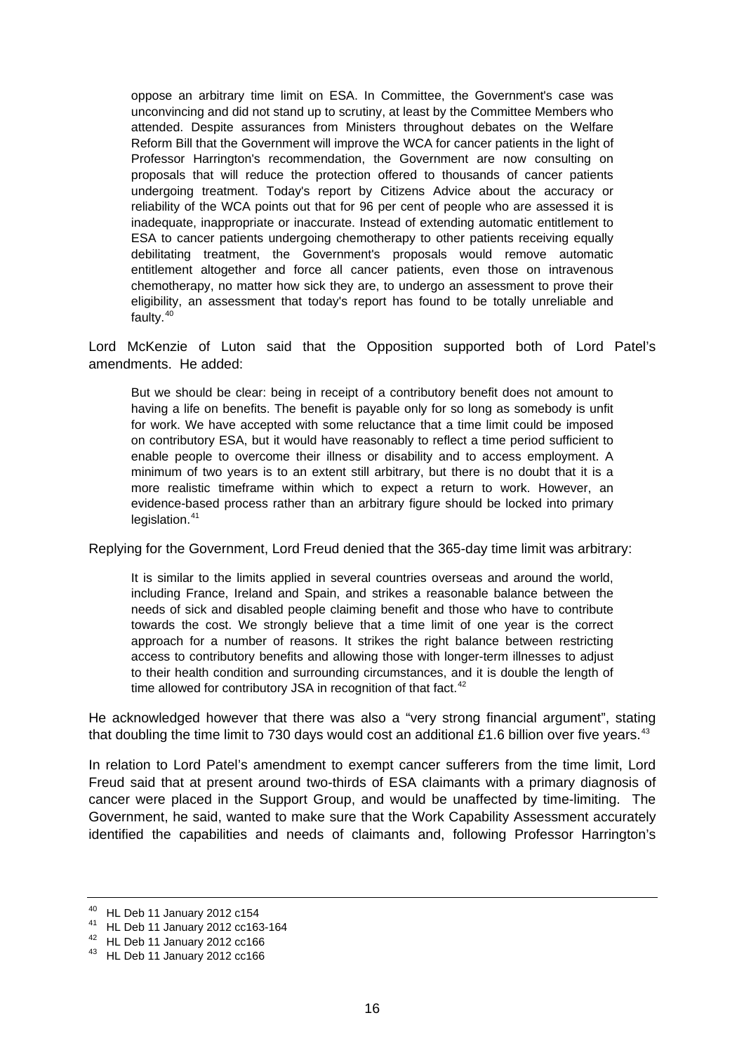> oppose an arbitrary time limit on ESA. In Committee, the Government's case was unconvincing and did not stand up to scrutiny, at least by the Committee Members who attended. Despite assurances from Ministers throughout debates on the Welfare Reform Bill that the Government will improve the WCA for cancer patients in the light of Professor Harrington's recommendation, the Government are now consulting on proposals that will reduce the protection offered to thousands of cancer patients undergoing treatment. Today's report by Citizens Advice about the accuracy or reliability of the WCA points out that for 96 per cent of people who are assessed it is inadequate, inappropriate or inaccurate. Instead of extending automatic entitlement to ESA to cancer patients undergoing chemotherapy to other patients receiving equally debilitating treatment, the Government's proposals would remove automatic entitlement altogether and force all cancer patients, even those on intravenous chemotherapy, no matter how sick they are, to undergo an assessment to prove their eligibility, an assessment that today's report has found to be totally unreliable and faulty.[40]

Lord McKenzie of Luton said that the Opposition supported both of Lord Patel's amendments. He added:

> But we should be clear: being in receipt of a contributory benefit does not amount to having a life on benefits. The benefit is payable only for so long as somebody is unfit for work. We have accepted with some reluctance that a time limit could be imposed on contributory ESA, but it would have reasonably to reflect a time period sufficient to enable people to overcome their illness or disability and to access employment. A minimum of two years is to an extent still arbitrary, but there is no doubt that it is a more realistic timeframe within which to expect a return to work. However, an evidence-based process rather than an arbitrary figure should be locked into primary legislation.[41]

Replying for the Government, Lord Freud denied that the 365-day time limit was arbitrary:

> It is similar to the limits applied in several countries overseas and around the world, including France, Ireland and Spain, and strikes a reasonable balance between the needs of sick and disabled people claiming benefit and those who have to contribute towards the cost. We strongly believe that a time limit of one year is the correct approach for a number of reasons. It strikes the right balance between restricting access to contributory benefits and allowing those with longer-term illnesses to adjust to their health condition and surrounding circumstances, and it is double the length of time allowed for contributory JSA in recognition of that fact.[42]

He acknowledged however that there was also a "very strong financial argument", stating that doubling the time limit to 730 days would cost an additional £1.6 billion over five years.[43]

In relation to Lord Patel's amendment to exempt cancer sufferers from the time limit, Lord Freud said that at present around two-thirds of ESA claimants with a primary diagnosis of cancer were placed in the Support Group, and would be unaffected by time-limiting. The Government, he said, wanted to make sure that the Work Capability Assessment accurately identified the capabilities and needs of claimants and, following Professor Harrington's

---

[40] HL Deb 11 January 2012 c154

[41] HL Deb 11 January 2012 cc163-164

[42] HL Deb 11 January 2012 cc166

[43] HL Deb 11 January 2012 cc166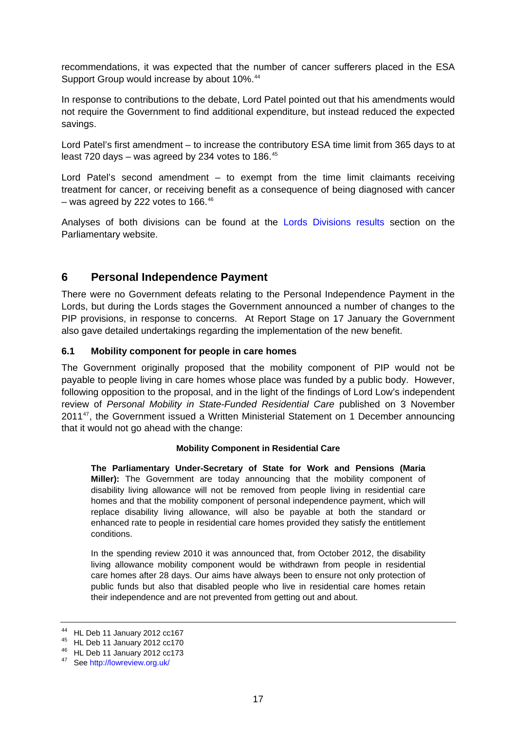recommendations, it was expected that the number of cancer sufferers placed in the ESA Support Group would increase by about 10%.[44]

In response to contributions to the debate, Lord Patel pointed out that his amendments would not require the Government to find additional expenditure, but instead reduced the expected savings.

Lord Patel's first amendment – to increase the contributory ESA time limit from 365 days to at least 720 days – was agreed by 234 votes to 186.[45]

Lord Patel's second amendment – to exempt from the time limit claimants receiving treatment for cancer, or receiving benefit as a consequence of being diagnosed with cancer – was agreed by 222 votes to 166.[46]

Analyses of both divisions can be found at the Lords Divisions results section on the Parliamentary website.

## 6 Personal Independence Payment

There were no Government defeats relating to the Personal Independence Payment in the Lords, but during the Lords stages the Government announced a number of changes to the PIP provisions, in response to concerns. At Report Stage on 17 January the Government also gave detailed undertakings regarding the implementation of the new benefit.

### 6.1 Mobility component for people in care homes

The Government originally proposed that the mobility component of PIP would not be payable to people living in care homes whose place was funded by a public body. However, following opposition to the proposal, and in the light of the findings of Lord Low's independent review of *Personal Mobility in State-Funded Residential Care* published on 3 November 2011[47], the Government issued a Written Ministerial Statement on 1 December announcing that it would not go ahead with the change:

> **Mobility Component in Residential Care**
>
> **The Parliamentary Under-Secretary of State for Work and Pensions (Maria Miller):** The Government are today announcing that the mobility component of disability living allowance will not be removed from people living in residential care homes and that the mobility component of personal independence payment, which will replace disability living allowance, will also be payable at both the standard or enhanced rate to people in residential care homes provided they satisfy the entitlement conditions.
>
> In the spending review 2010 it was announced that, from October 2012, the disability living allowance mobility component would be withdrawn from people in residential care homes after 28 days. Our aims have always been to ensure not only protection of public funds but also that disabled people who live in residential care homes retain their independence and are not prevented from getting out and about.

---

[44] HL Deb 11 January 2012 cc167

[45] HL Deb 11 January 2012 cc170

[46] HL Deb 11 January 2012 cc173

[47] See http://lowreview.org.uk/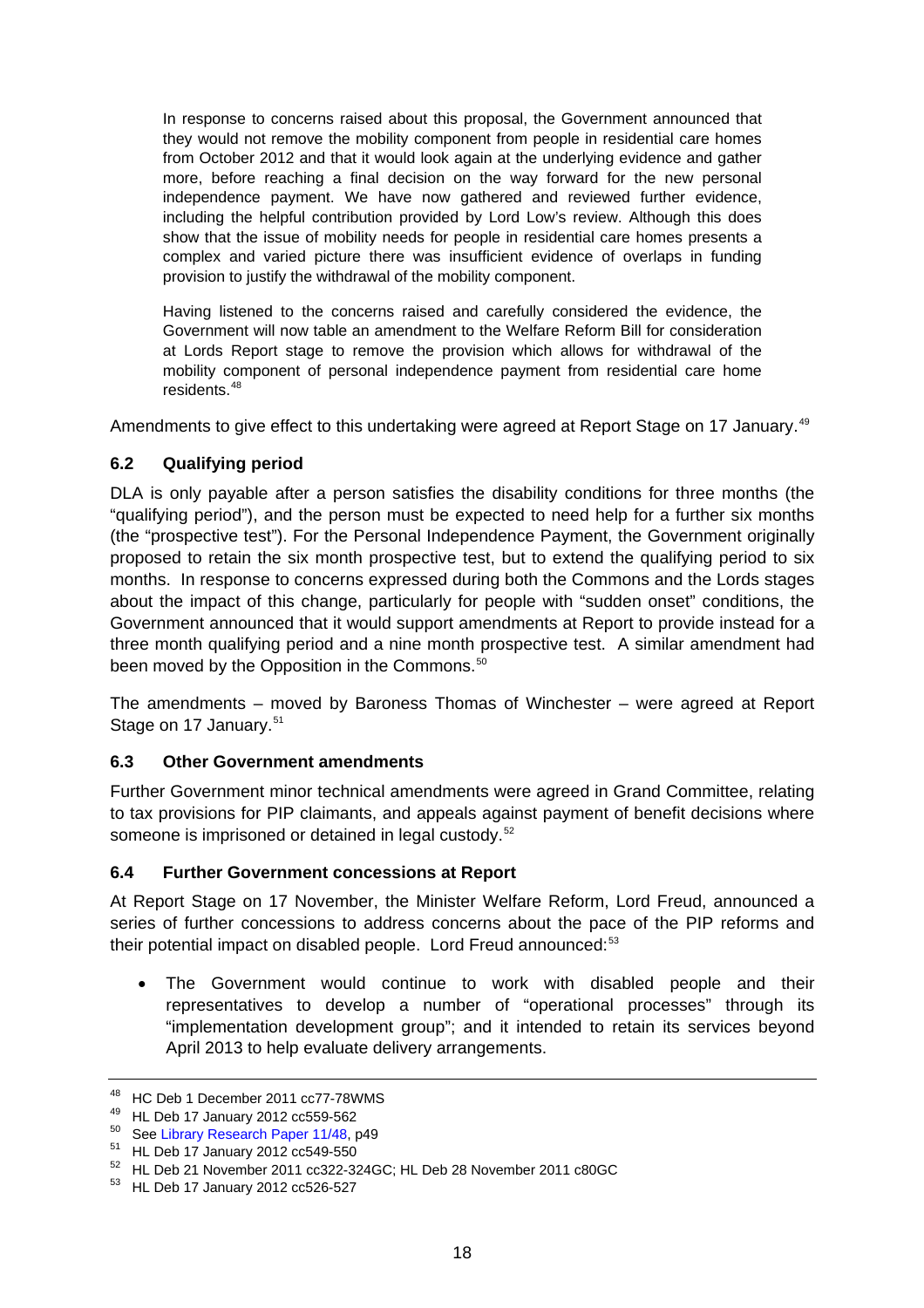> In response to concerns raised about this proposal, the Government announced that they would not remove the mobility component from people in residential care homes from October 2012 and that it would look again at the underlying evidence and gather more, before reaching a final decision on the way forward for the new personal independence payment. We have now gathered and reviewed further evidence, including the helpful contribution provided by Lord Low's review. Although this does show that the issue of mobility needs for people in residential care homes presents a complex and varied picture there was insufficient evidence of overlaps in funding provision to justify the withdrawal of the mobility component.
>
> Having listened to the concerns raised and carefully considered the evidence, the Government will now table an amendment to the Welfare Reform Bill for consideration at Lords Report stage to remove the provision which allows for withdrawal of the mobility component of personal independence payment from residential care home residents.[48]

Amendments to give effect to this undertaking were agreed at Report Stage on 17 January.[49]

### 6.2 Qualifying period

DLA is only payable after a person satisfies the disability conditions for three months (the "qualifying period"), and the person must be expected to need help for a further six months (the "prospective test"). For the Personal Independence Payment, the Government originally proposed to retain the six month prospective test, but to extend the qualifying period to six months. In response to concerns expressed during both the Commons and the Lords stages about the impact of this change, particularly for people with "sudden onset" conditions, the Government announced that it would support amendments at Report to provide instead for a three month qualifying period and a nine month prospective test. A similar amendment had been moved by the Opposition in the Commons.[50]

The amendments – moved by Baroness Thomas of Winchester – were agreed at Report Stage on 17 January.[51]

### 6.3 Other Government amendments

Further Government minor technical amendments were agreed in Grand Committee, relating to tax provisions for PIP claimants, and appeals against payment of benefit decisions where someone is imprisoned or detained in legal custody.[52]

### 6.4 Further Government concessions at Report

At Report Stage on 17 November, the Minister Welfare Reform, Lord Freud, announced a series of further concessions to address concerns about the pace of the PIP reforms and their potential impact on disabled people. Lord Freud announced:[53]

- The Government would continue to work with disabled people and their representatives to develop a number of "operational processes" through its "implementation development group"; and it intended to retain its services beyond April 2013 to help evaluate delivery arrangements.

---

48 HC Deb 1 December 2011 cc77-78WMS
49 HL Deb 17 January 2012 cc559-562
50 See Library Research Paper 11/48, p49
51 HL Deb 17 January 2012 cc549-550
52 HL Deb 21 November 2011 cc322-324GC; HL Deb 28 November 2011 c80GC
53 HL Deb 17 January 2012 cc526-527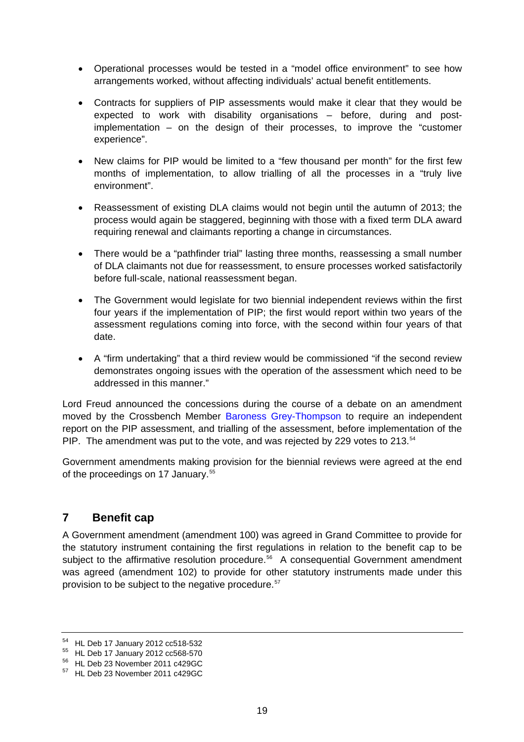- Operational processes would be tested in a "model office environment" to see how arrangements worked, without affecting individuals' actual benefit entitlements.

- Contracts for suppliers of PIP assessments would make it clear that they would be expected to work with disability organisations – before, during and post-implementation – on the design of their processes, to improve the "customer experience".

- New claims for PIP would be limited to a "few thousand per month" for the first few months of implementation, to allow trialling of all the processes in a "truly live environment".

- Reassessment of existing DLA claims would not begin until the autumn of 2013; the process would again be staggered, beginning with those with a fixed term DLA award requiring renewal and claimants reporting a change in circumstances.

- There would be a "pathfinder trial" lasting three months, reassessing a small number of DLA claimants not due for reassessment, to ensure processes worked satisfactorily before full-scale, national reassessment began.

- The Government would legislate for two biennial independent reviews within the first four years if the implementation of PIP; the first would report within two years of the assessment regulations coming into force, with the second within four years of that date.

- A "firm undertaking" that a third review would be commissioned "if the second review demonstrates ongoing issues with the operation of the assessment which need to be addressed in this manner."

Lord Freud announced the concessions during the course of a debate on an amendment moved by the Crossbench Member Baroness Grey-Thompson to require an independent report on the PIP assessment, and trialling of the assessment, before implementation of the PIP. The amendment was put to the vote, and was rejected by 229 votes to 213.[54]

Government amendments making provision for the biennial reviews were agreed at the end of the proceedings on 17 January.[55]

## 7 Benefit cap

A Government amendment (amendment 100) was agreed in Grand Committee to provide for the statutory instrument containing the first regulations in relation to the benefit cap to be subject to the affirmative resolution procedure.[56] A consequential Government amendment was agreed (amendment 102) to provide for other statutory instruments made under this provision to be subject to the negative procedure.[57]

---

[54] HL Deb 17 January 2012 cc518-532

[55] HL Deb 17 January 2012 cc568-570

[56] HL Deb 23 November 2011 c429GC

[57] HL Deb 23 November 2011 c429GC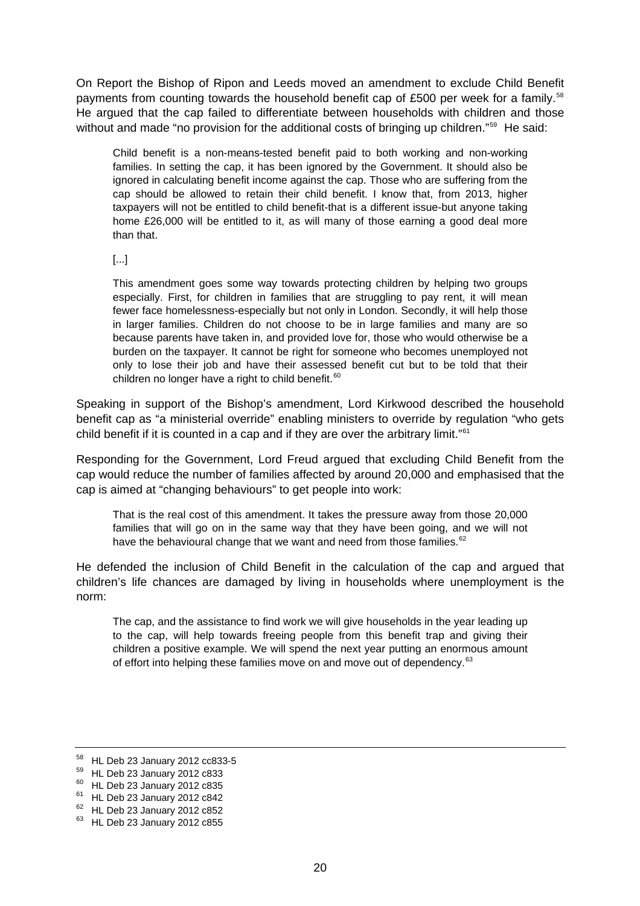On Report the Bishop of Ripon and Leeds moved an amendment to exclude Child Benefit payments from counting towards the household benefit cap of £500 per week for a family.[58] He argued that the cap failed to differentiate between households with children and those without and made "no provision for the additional costs of bringing up children."[59] He said:

> Child benefit is a non-means-tested benefit paid to both working and non-working families. In setting the cap, it has been ignored by the Government. It should also be ignored in calculating benefit income against the cap. Those who are suffering from the cap should be allowed to retain their child benefit. I know that, from 2013, higher taxpayers will not be entitled to child benefit-that is a different issue-but anyone taking home £26,000 will be entitled to it, as will many of those earning a good deal more than that.
>
> [...]
>
> This amendment goes some way towards protecting children by helping two groups especially. First, for children in families that are struggling to pay rent, it will mean fewer face homelessness-especially but not only in London. Secondly, it will help those in larger families. Children do not choose to be in large families and many are so because parents have taken in, and provided love for, those who would otherwise be a burden on the taxpayer. It cannot be right for someone who becomes unemployed not only to lose their job and have their assessed benefit cut but to be told that their children no longer have a right to child benefit.[60]

Speaking in support of the Bishop's amendment, Lord Kirkwood described the household benefit cap as "a ministerial override" enabling ministers to override by regulation "who gets child benefit if it is counted in a cap and if they are over the arbitrary limit."[61]

Responding for the Government, Lord Freud argued that excluding Child Benefit from the cap would reduce the number of families affected by around 20,000 and emphasised that the cap is aimed at "changing behaviours" to get people into work:

> That is the real cost of this amendment. It takes the pressure away from those 20,000 families that will go on in the same way that they have been going, and we will not have the behavioural change that we want and need from those families.[62]

He defended the inclusion of Child Benefit in the calculation of the cap and argued that children's life chances are damaged by living in households where unemployment is the norm:

> The cap, and the assistance to find work we will give households in the year leading up to the cap, will help towards freeing people from this benefit trap and giving their children a positive example. We will spend the next year putting an enormous amount of effort into helping these families move on and move out of dependency.[63]

---

[58] HL Deb 23 January 2012 cc833-5

[59] HL Deb 23 January 2012 c833

[60] HL Deb 23 January 2012 c835

[61] HL Deb 23 January 2012 c842

[62] HL Deb 23 January 2012 c852

[63] HL Deb 23 January 2012 c855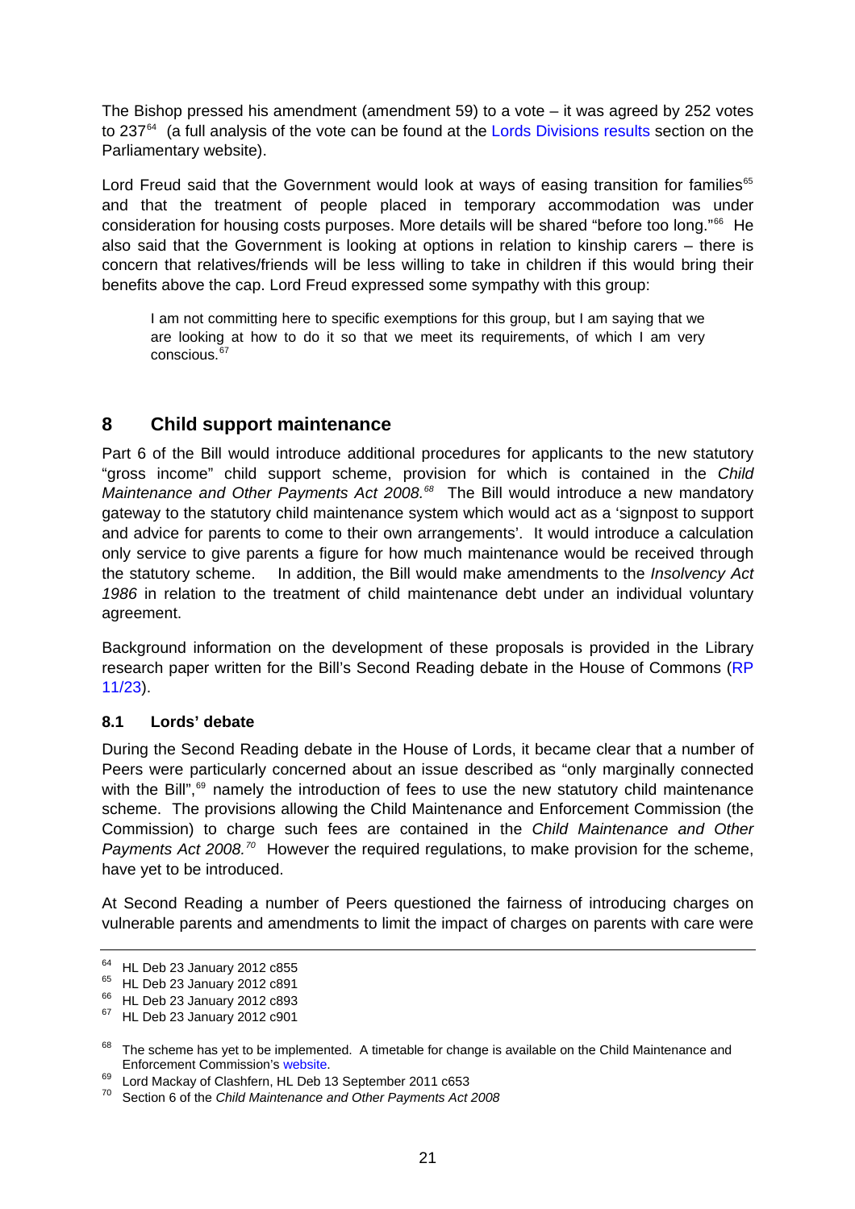The Bishop pressed his amendment (amendment 59) to a vote – it was agreed by 252 votes to 237[64] (a full analysis of the vote can be found at the Lords Divisions results section on the Parliamentary website).

Lord Freud said that the Government would look at ways of easing transition for families[65] and that the treatment of people placed in temporary accommodation was under consideration for housing costs purposes. More details will be shared "before too long."[66] He also said that the Government is looking at options in relation to kinship carers – there is concern that relatives/friends will be less willing to take in children if this would bring their benefits above the cap. Lord Freud expressed some sympathy with this group:

> I am not committing here to specific exemptions for this group, but I am saying that we are looking at how to do it so that we meet its requirements, of which I am very conscious.[67]

## 8 Child support maintenance

Part 6 of the Bill would introduce additional procedures for applicants to the new statutory "gross income" child support scheme, provision for which is contained in the *Child Maintenance and Other Payments Act 2008.*[68] The Bill would introduce a new mandatory gateway to the statutory child maintenance system which would act as a 'signpost to support and advice for parents to come to their own arrangements'. It would introduce a calculation only service to give parents a figure for how much maintenance would be received through the statutory scheme. In addition, the Bill would make amendments to the *Insolvency Act 1986* in relation to the treatment of child maintenance debt under an individual voluntary agreement.

Background information on the development of these proposals is provided in the Library research paper written for the Bill's Second Reading debate in the House of Commons (RP 11/23).

### 8.1 Lords' debate

During the Second Reading debate in the House of Lords, it became clear that a number of Peers were particularly concerned about an issue described as "only marginally connected with the Bill",[69] namely the introduction of fees to use the new statutory child maintenance scheme. The provisions allowing the Child Maintenance and Enforcement Commission (the Commission) to charge such fees are contained in the *Child Maintenance and Other Payments Act 2008.*[70] However the required regulations, to make provision for the scheme, have yet to be introduced.

At Second Reading a number of Peers questioned the fairness of introducing charges on vulnerable parents and amendments to limit the impact of charges on parents with care were

---

[64] HL Deb 23 January 2012 c855

[65] HL Deb 23 January 2012 c891

[66] HL Deb 23 January 2012 c893

[67] HL Deb 23 January 2012 c901

[68] The scheme has yet to be implemented. A timetable for change is available on the Child Maintenance and Enforcement Commission's website.

[69] Lord Mackay of Clashfern, HL Deb 13 September 2011 c653

[70] Section 6 of the *Child Maintenance and Other Payments Act 2008*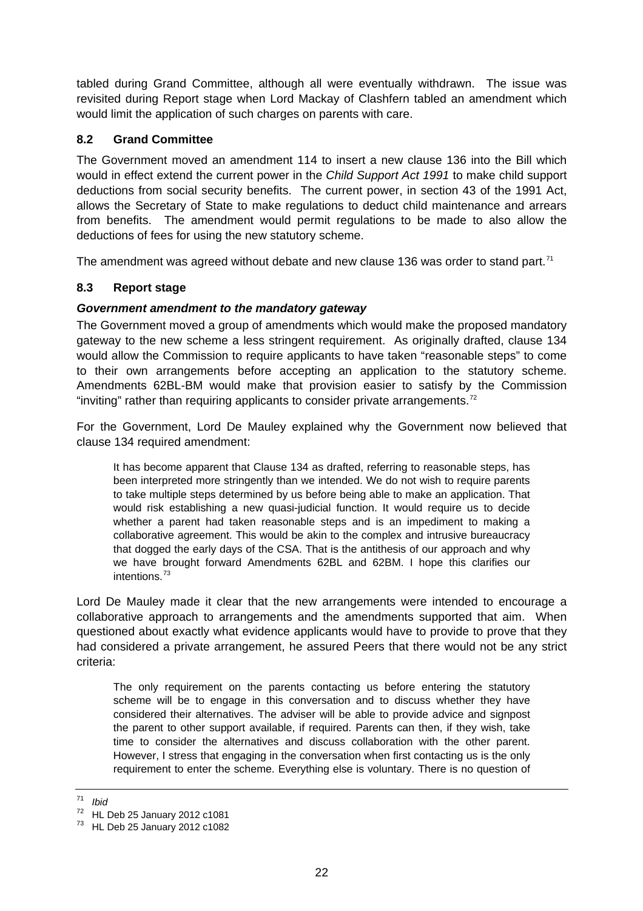tabled during Grand Committee, although all were eventually withdrawn. The issue was revisited during Report stage when Lord Mackay of Clashfern tabled an amendment which would limit the application of such charges on parents with care.

### 8.2 Grand Committee

The Government moved an amendment 114 to insert a new clause 136 into the Bill which would in effect extend the current power in the *Child Support Act 1991* to make child support deductions from social security benefits. The current power, in section 43 of the 1991 Act, allows the Secretary of State to make regulations to deduct child maintenance and arrears from benefits. The amendment would permit regulations to be made to also allow the deductions of fees for using the new statutory scheme.

The amendment was agreed without debate and new clause 136 was order to stand part.[71]

### 8.3 Report stage

#### *Government amendment to the mandatory gateway*

The Government moved a group of amendments which would make the proposed mandatory gateway to the new scheme a less stringent requirement. As originally drafted, clause 134 would allow the Commission to require applicants to have taken "reasonable steps" to come to their own arrangements before accepting an application to the statutory scheme. Amendments 62BL-BM would make that provision easier to satisfy by the Commission "inviting" rather than requiring applicants to consider private arrangements.[72]

For the Government, Lord De Mauley explained why the Government now believed that clause 134 required amendment:

> It has become apparent that Clause 134 as drafted, referring to reasonable steps, has been interpreted more stringently than we intended. We do not wish to require parents to take multiple steps determined by us before being able to make an application. That would risk establishing a new quasi-judicial function. It would require us to decide whether a parent had taken reasonable steps and is an impediment to making a collaborative agreement. This would be akin to the complex and intrusive bureaucracy that dogged the early days of the CSA. That is the antithesis of our approach and why we have brought forward Amendments 62BL and 62BM. I hope this clarifies our intentions.[73]

Lord De Mauley made it clear that the new arrangements were intended to encourage a collaborative approach to arrangements and the amendments supported that aim. When questioned about exactly what evidence applicants would have to provide to prove that they had considered a private arrangement, he assured Peers that there would not be any strict criteria:

> The only requirement on the parents contacting us before entering the statutory scheme will be to engage in this conversation and to discuss whether they have considered their alternatives. The adviser will be able to provide advice and signpost the parent to other support available, if required. Parents can then, if they wish, take time to consider the alternatives and discuss collaboration with the other parent. However, I stress that engaging in the conversation when first contacting us is the only requirement to enter the scheme. Everything else is voluntary. There is no question of

---

[71] *Ibid*

[72] HL Deb 25 January 2012 c1081

[73] HL Deb 25 January 2012 c1082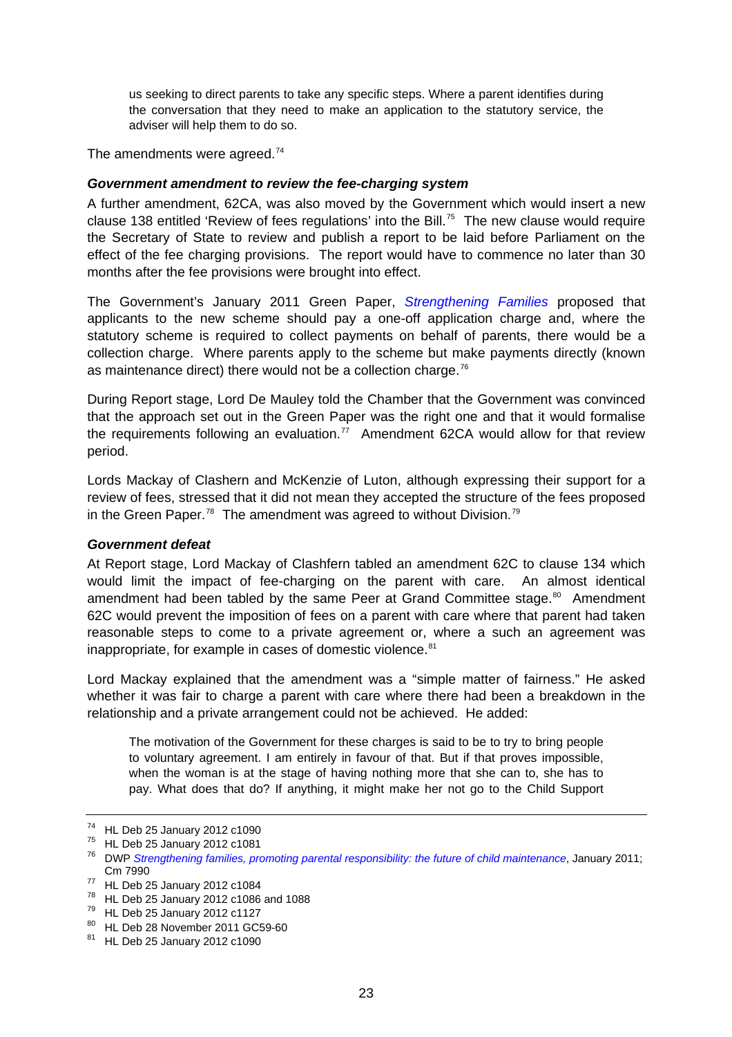> us seeking to direct parents to take any specific steps. Where a parent identifies during the conversation that they need to make an application to the statutory service, the adviser will help them to do so.

The amendments were agreed.[74]

***Government amendment to review the fee-charging system***

A further amendment, 62CA, was also moved by the Government which would insert a new clause 138 entitled 'Review of fees regulations' into the Bill.[75] The new clause would require the Secretary of State to review and publish a report to be laid before Parliament on the effect of the fee charging provisions. The report would have to commence no later than 30 months after the fee provisions were brought into effect.

The Government's January 2011 Green Paper, *Strengthening Families* proposed that applicants to the new scheme should pay a one-off application charge and, where the statutory scheme is required to collect payments on behalf of parents, there would be a collection charge. Where parents apply to the scheme but make payments directly (known as maintenance direct) there would not be a collection charge.[76]

During Report stage, Lord De Mauley told the Chamber that the Government was convinced that the approach set out in the Green Paper was the right one and that it would formalise the requirements following an evaluation.[77] Amendment 62CA would allow for that review period.

Lords Mackay of Clashern and McKenzie of Luton, although expressing their support for a review of fees, stressed that it did not mean they accepted the structure of the fees proposed in the Green Paper.[78] The amendment was agreed to without Division.[79]

***Government defeat***

At Report stage, Lord Mackay of Clashfern tabled an amendment 62C to clause 134 which would limit the impact of fee-charging on the parent with care. An almost identical amendment had been tabled by the same Peer at Grand Committee stage.[80] Amendment 62C would prevent the imposition of fees on a parent with care where that parent had taken reasonable steps to come to a private agreement or, where a such an agreement was inappropriate, for example in cases of domestic violence.[81]

Lord Mackay explained that the amendment was a "simple matter of fairness." He asked whether it was fair to charge a parent with care where there had been a breakdown in the relationship and a private arrangement could not be achieved. He added:

> The motivation of the Government for these charges is said to be to try to bring people to voluntary agreement. I am entirely in favour of that. But if that proves impossible, when the woman is at the stage of having nothing more that she can to, she has to pay. What does that do? If anything, it might make her not go to the Child Support

---

[74] HL Deb 25 January 2012 c1090

[75] HL Deb 25 January 2012 c1081

[76] DWP *Strengthening families, promoting parental responsibility: the future of child maintenance*, January 2011; Cm 7990

[77] HL Deb 25 January 2012 c1084

[78] HL Deb 25 January 2012 c1086 and 1088

[79] HL Deb 25 January 2012 c1127

[80] HL Deb 28 November 2011 GC59-60

[81] HL Deb 25 January 2012 c1090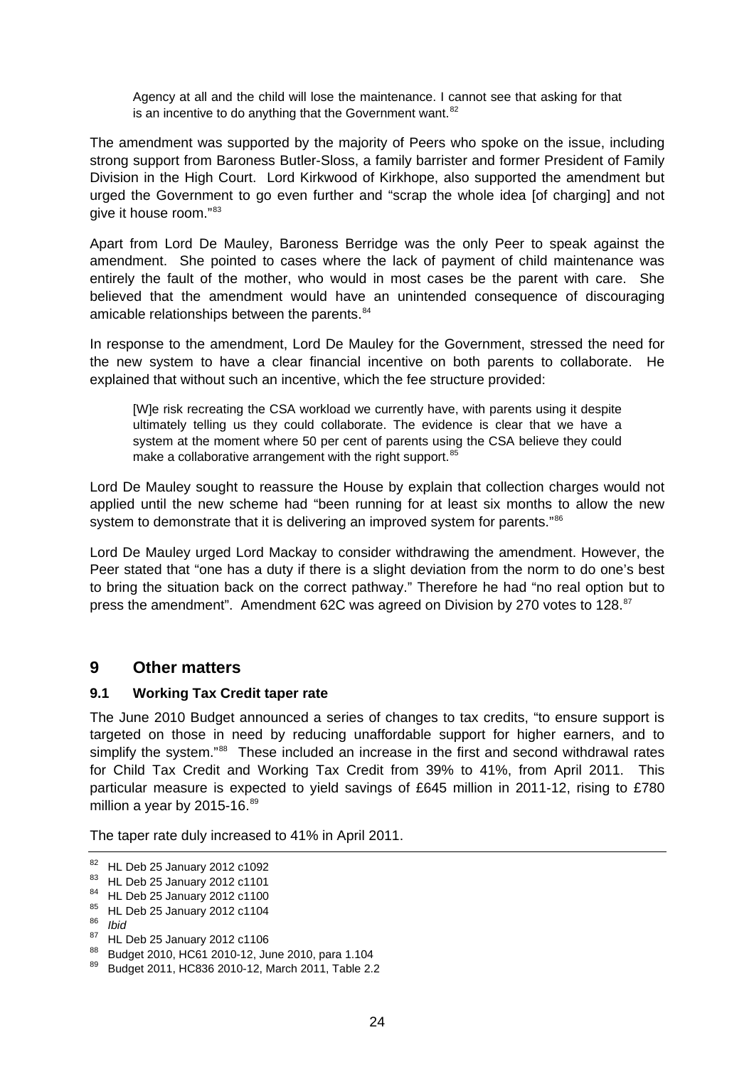> Agency at all and the child will lose the maintenance. I cannot see that asking for that is an incentive to do anything that the Government want.[82]

The amendment was supported by the majority of Peers who spoke on the issue, including strong support from Baroness Butler-Sloss, a family barrister and former President of Family Division in the High Court. Lord Kirkwood of Kirkhope, also supported the amendment but urged the Government to go even further and "scrap the whole idea [of charging] and not give it house room."[83]

Apart from Lord De Mauley, Baroness Berridge was the only Peer to speak against the amendment. She pointed to cases where the lack of payment of child maintenance was entirely the fault of the mother, who would in most cases be the parent with care. She believed that the amendment would have an unintended consequence of discouraging amicable relationships between the parents.[84]

In response to the amendment, Lord De Mauley for the Government, stressed the need for the new system to have a clear financial incentive on both parents to collaborate. He explained that without such an incentive, which the fee structure provided:

> [W]e risk recreating the CSA workload we currently have, with parents using it despite ultimately telling us they could collaborate. The evidence is clear that we have a system at the moment where 50 per cent of parents using the CSA believe they could make a collaborative arrangement with the right support.[85]

Lord De Mauley sought to reassure the House by explain that collection charges would not applied until the new scheme had "been running for at least six months to allow the new system to demonstrate that it is delivering an improved system for parents."[86]

Lord De Mauley urged Lord Mackay to consider withdrawing the amendment. However, the Peer stated that "one has a duty if there is a slight deviation from the norm to do one's best to bring the situation back on the correct pathway." Therefore he had "no real option but to press the amendment". Amendment 62C was agreed on Division by 270 votes to 128.[87]

## 9 Other matters

### 9.1 Working Tax Credit taper rate

The June 2010 Budget announced a series of changes to tax credits, "to ensure support is targeted on those in need by reducing unaffordable support for higher earners, and to simplify the system."[88] These included an increase in the first and second withdrawal rates for Child Tax Credit and Working Tax Credit from 39% to 41%, from April 2011. This particular measure is expected to yield savings of £645 million in 2011-12, rising to £780 million a year by 2015-16.[89]

The taper rate duly increased to 41% in April 2011.

---

[82] HL Deb 25 January 2012 c1092
[83] HL Deb 25 January 2012 c1101
[84] HL Deb 25 January 2012 c1100
[85] HL Deb 25 January 2012 c1104
[86] *Ibid*
[87] HL Deb 25 January 2012 c1106
[88] Budget 2010, HC61 2010-12, June 2010, para 1.104
[89] Budget 2011, HC836 2010-12, March 2011, Table 2.2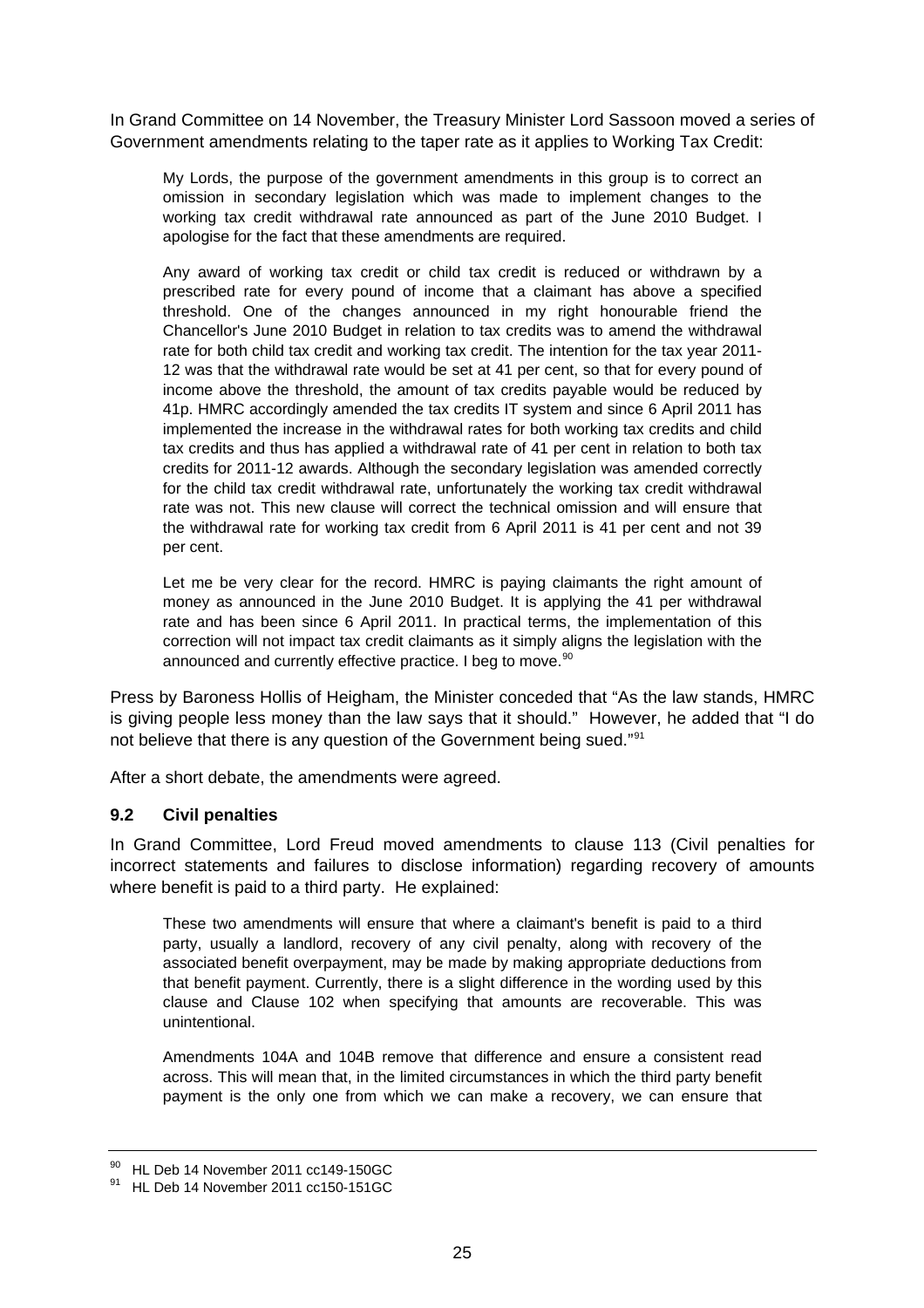In Grand Committee on 14 November, the Treasury Minister Lord Sassoon moved a series of Government amendments relating to the taper rate as it applies to Working Tax Credit:

> My Lords, the purpose of the government amendments in this group is to correct an omission in secondary legislation which was made to implement changes to the working tax credit withdrawal rate announced as part of the June 2010 Budget. I apologise for the fact that these amendments are required.
>
> Any award of working tax credit or child tax credit is reduced or withdrawn by a prescribed rate for every pound of income that a claimant has above a specified threshold. One of the changes announced in my right honourable friend the Chancellor's June 2010 Budget in relation to tax credits was to amend the withdrawal rate for both child tax credit and working tax credit. The intention for the tax year 2011-12 was that the withdrawal rate would be set at 41 per cent, so that for every pound of income above the threshold, the amount of tax credits payable would be reduced by 41p. HMRC accordingly amended the tax credits IT system and since 6 April 2011 has implemented the increase in the withdrawal rates for both working tax credits and child tax credits and thus has applied a withdrawal rate of 41 per cent in relation to both tax credits for 2011-12 awards. Although the secondary legislation was amended correctly for the child tax credit withdrawal rate, unfortunately the working tax credit withdrawal rate was not. This new clause will correct the technical omission and will ensure that the withdrawal rate for working tax credit from 6 April 2011 is 41 per cent and not 39 per cent.
>
> Let me be very clear for the record. HMRC is paying claimants the right amount of money as announced in the June 2010 Budget. It is applying the 41 per withdrawal rate and has been since 6 April 2011. In practical terms, the implementation of this correction will not impact tax credit claimants as it simply aligns the legislation with the announced and currently effective practice. I beg to move.[90]

Press by Baroness Hollis of Heigham, the Minister conceded that "As the law stands, HMRC is giving people less money than the law says that it should." However, he added that "I do not believe that there is any question of the Government being sued."[91]

After a short debate, the amendments were agreed.

### 9.2 Civil penalties

In Grand Committee, Lord Freud moved amendments to clause 113 (Civil penalties for incorrect statements and failures to disclose information) regarding recovery of amounts where benefit is paid to a third party. He explained:

> These two amendments will ensure that where a claimant's benefit is paid to a third party, usually a landlord, recovery of any civil penalty, along with recovery of the associated benefit overpayment, may be made by making appropriate deductions from that benefit payment. Currently, there is a slight difference in the wording used by this clause and Clause 102 when specifying that amounts are recoverable. This was unintentional.
>
> Amendments 104A and 104B remove that difference and ensure a consistent read across. This will mean that, in the limited circumstances in which the third party benefit payment is the only one from which we can make a recovery, we can ensure that

---

[90] HL Deb 14 November 2011 cc149-150GC

[91] HL Deb 14 November 2011 cc150-151GC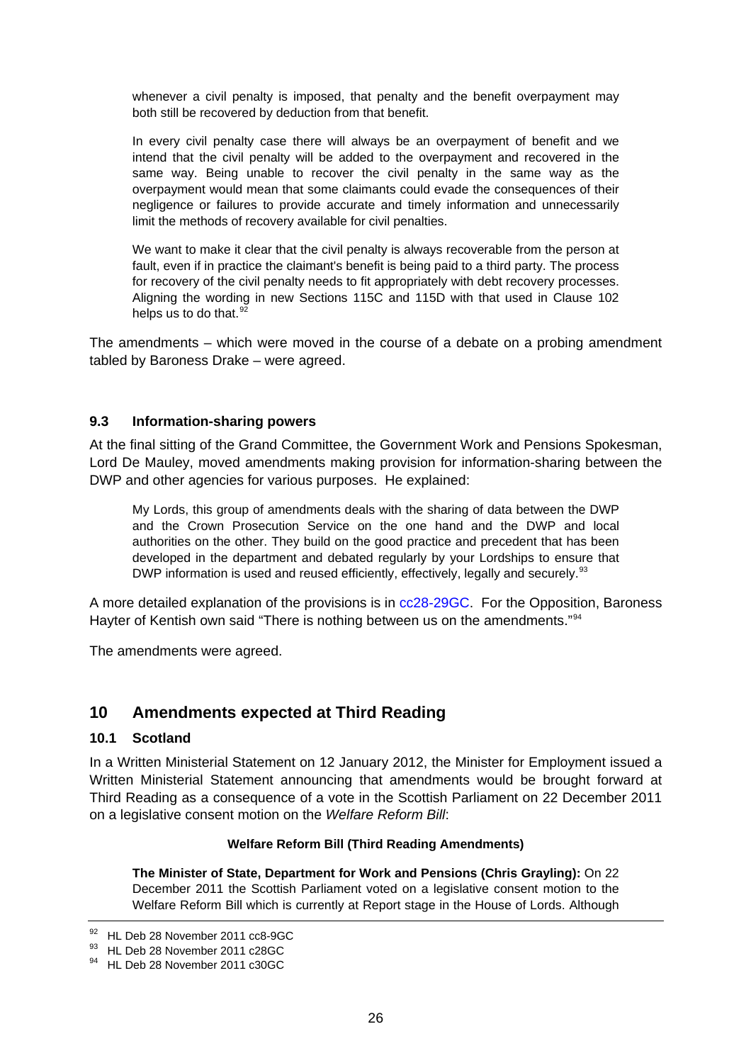> whenever a civil penalty is imposed, that penalty and the benefit overpayment may both still be recovered by deduction from that benefit.
>
> In every civil penalty case there will always be an overpayment of benefit and we intend that the civil penalty will be added to the overpayment and recovered in the same way. Being unable to recover the civil penalty in the same way as the overpayment would mean that some claimants could evade the consequences of their negligence or failures to provide accurate and timely information and unnecessarily limit the methods of recovery available for civil penalties.
>
> We want to make it clear that the civil penalty is always recoverable from the person at fault, even if in practice the claimant's benefit is being paid to a third party. The process for recovery of the civil penalty needs to fit appropriately with debt recovery processes. Aligning the wording in new Sections 115C and 115D with that used in Clause 102 helps us to do that.[92]

The amendments – which were moved in the course of a debate on a probing amendment tabled by Baroness Drake – were agreed.

### 9.3 Information-sharing powers

At the final sitting of the Grand Committee, the Government Work and Pensions Spokesman, Lord De Mauley, moved amendments making provision for information-sharing between the DWP and other agencies for various purposes. He explained:

> My Lords, this group of amendments deals with the sharing of data between the DWP and the Crown Prosecution Service on the one hand and the DWP and local authorities on the other. They build on the good practice and precedent that has been developed in the department and debated regularly by your Lordships to ensure that DWP information is used and reused efficiently, effectively, legally and securely.[93]

A more detailed explanation of the provisions is in cc28-29GC. For the Opposition, Baroness Hayter of Kentish own said "There is nothing between us on the amendments."[94]

The amendments were agreed.

## 10 Amendments expected at Third Reading

### 10.1 Scotland

In a Written Ministerial Statement on 12 January 2012, the Minister for Employment issued a Written Ministerial Statement announcing that amendments would be brought forward at Third Reading as a consequence of a vote in the Scottish Parliament on 22 December 2011 on a legislative consent motion on the *Welfare Reform Bill*:

> **Welfare Reform Bill (Third Reading Amendments)**
>
> **The Minister of State, Department for Work and Pensions (Chris Grayling):** On 22 December 2011 the Scottish Parliament voted on a legislative consent motion to the Welfare Reform Bill which is currently at Report stage in the House of Lords. Although

[92] HL Deb 28 November 2011 cc8-9GC

[93] HL Deb 28 November 2011 c28GC

[94] HL Deb 28 November 2011 c30GC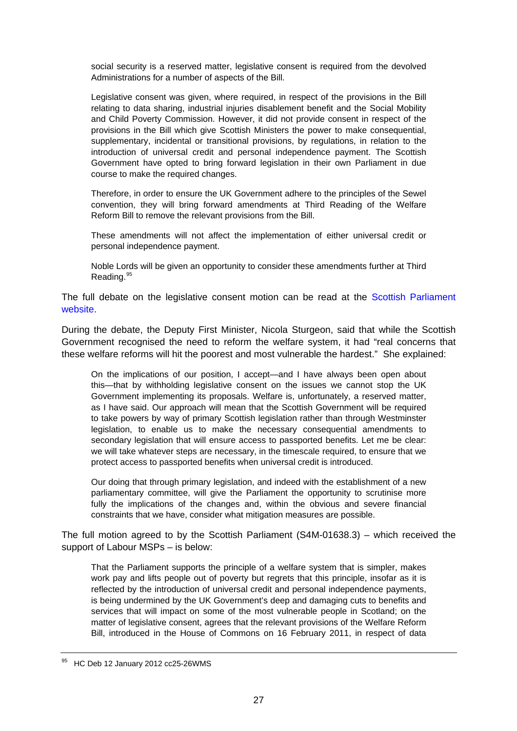> social security is a reserved matter, legislative consent is required from the devolved Administrations for a number of aspects of the Bill.
>
> Legislative consent was given, where required, in respect of the provisions in the Bill relating to data sharing, industrial injuries disablement benefit and the Social Mobility and Child Poverty Commission. However, it did not provide consent in respect of the provisions in the Bill which give Scottish Ministers the power to make consequential, supplementary, incidental or transitional provisions, by regulations, in relation to the introduction of universal credit and personal independence payment. The Scottish Government have opted to bring forward legislation in their own Parliament in due course to make the required changes.
>
> Therefore, in order to ensure the UK Government adhere to the principles of the Sewel convention, they will bring forward amendments at Third Reading of the Welfare Reform Bill to remove the relevant provisions from the Bill.
>
> These amendments will not affect the implementation of either universal credit or personal independence payment.
>
> Noble Lords will be given an opportunity to consider these amendments further at Third Reading.[95]

The full debate on the legislative consent motion can be read at the Scottish Parliament website.

During the debate, the Deputy First Minister, Nicola Sturgeon, said that while the Scottish Government recognised the need to reform the welfare system, it had "real concerns that these welfare reforms will hit the poorest and most vulnerable the hardest." She explained:

> On the implications of our position, I accept—and I have always been open about this—that by withholding legislative consent on the issues we cannot stop the UK Government implementing its proposals. Welfare is, unfortunately, a reserved matter, as I have said. Our approach will mean that the Scottish Government will be required to take powers by way of primary Scottish legislation rather than through Westminster legislation, to enable us to make the necessary consequential amendments to secondary legislation that will ensure access to passported benefits. Let me be clear: we will take whatever steps are necessary, in the timescale required, to ensure that we protect access to passported benefits when universal credit is introduced.
>
> Our doing that through primary legislation, and indeed with the establishment of a new parliamentary committee, will give the Parliament the opportunity to scrutinise more fully the implications of the changes and, within the obvious and severe financial constraints that we have, consider what mitigation measures are possible.

The full motion agreed to by the Scottish Parliament (S4M-01638.3) – which received the support of Labour MSPs – is below:

> That the Parliament supports the principle of a welfare system that is simpler, makes work pay and lifts people out of poverty but regrets that this principle, insofar as it is reflected by the introduction of universal credit and personal independence payments, is being undermined by the UK Government's deep and damaging cuts to benefits and services that will impact on some of the most vulnerable people in Scotland; on the matter of legislative consent, agrees that the relevant provisions of the Welfare Reform Bill, introduced in the House of Commons on 16 February 2011, in respect of data

[95] HC Deb 12 January 2012 cc25-26WMS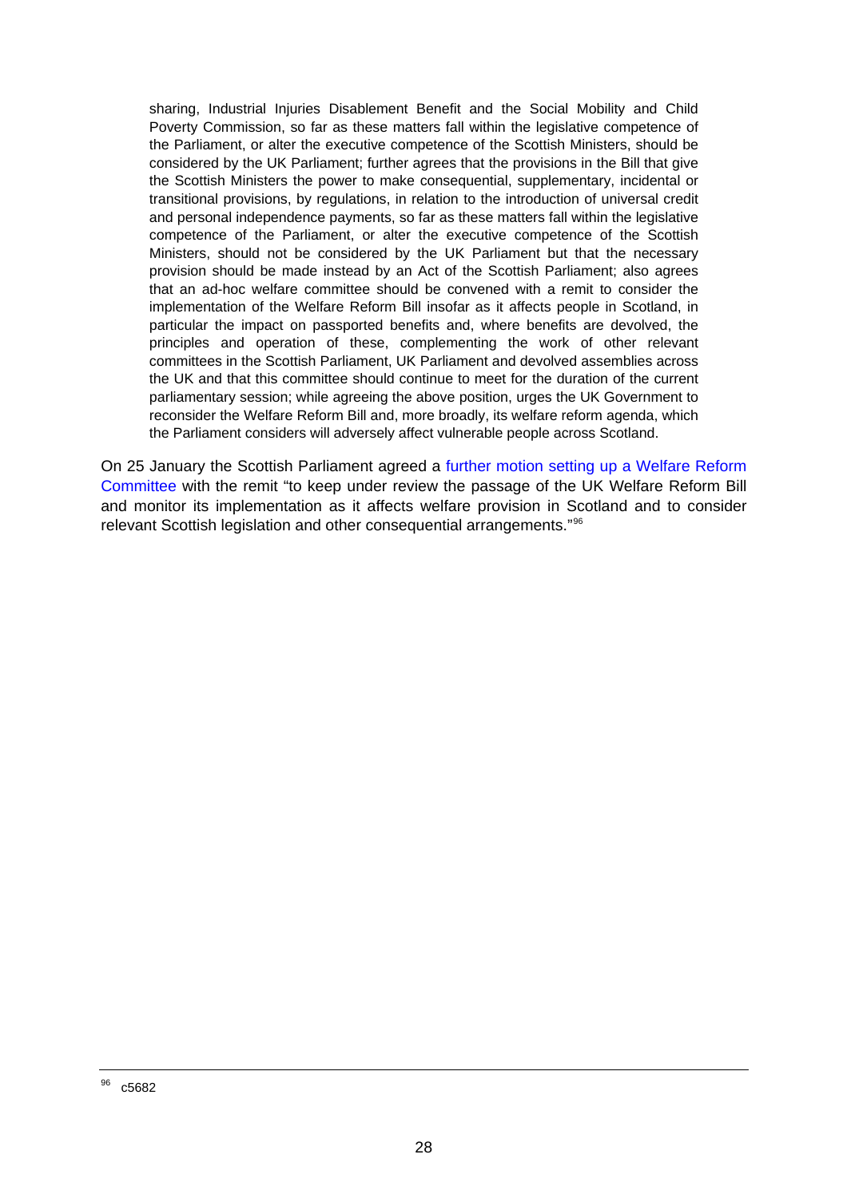> sharing, Industrial Injuries Disablement Benefit and the Social Mobility and Child Poverty Commission, so far as these matters fall within the legislative competence of the Parliament, or alter the executive competence of the Scottish Ministers, should be considered by the UK Parliament; further agrees that the provisions in the Bill that give the Scottish Ministers the power to make consequential, supplementary, incidental or transitional provisions, by regulations, in relation to the introduction of universal credit and personal independence payments, so far as these matters fall within the legislative competence of the Parliament, or alter the executive competence of the Scottish Ministers, should not be considered by the UK Parliament but that the necessary provision should be made instead by an Act of the Scottish Parliament; also agrees that an ad-hoc welfare committee should be convened with a remit to consider the implementation of the Welfare Reform Bill insofar as it affects people in Scotland, in particular the impact on passported benefits and, where benefits are devolved, the principles and operation of these, complementing the work of other relevant committees in the Scottish Parliament, UK Parliament and devolved assemblies across the UK and that this committee should continue to meet for the duration of the current parliamentary session; while agreeing the above position, urges the UK Government to reconsider the Welfare Reform Bill and, more broadly, its welfare reform agenda, which the Parliament considers will adversely affect vulnerable people across Scotland.

On 25 January the Scottish Parliament agreed a further motion setting up a Welfare Reform Committee with the remit "to keep under review the passage of the UK Welfare Reform Bill and monitor its implementation as it affects welfare provision in Scotland and to consider relevant Scottish legislation and other consequential arrangements."[96]

[96] c5682